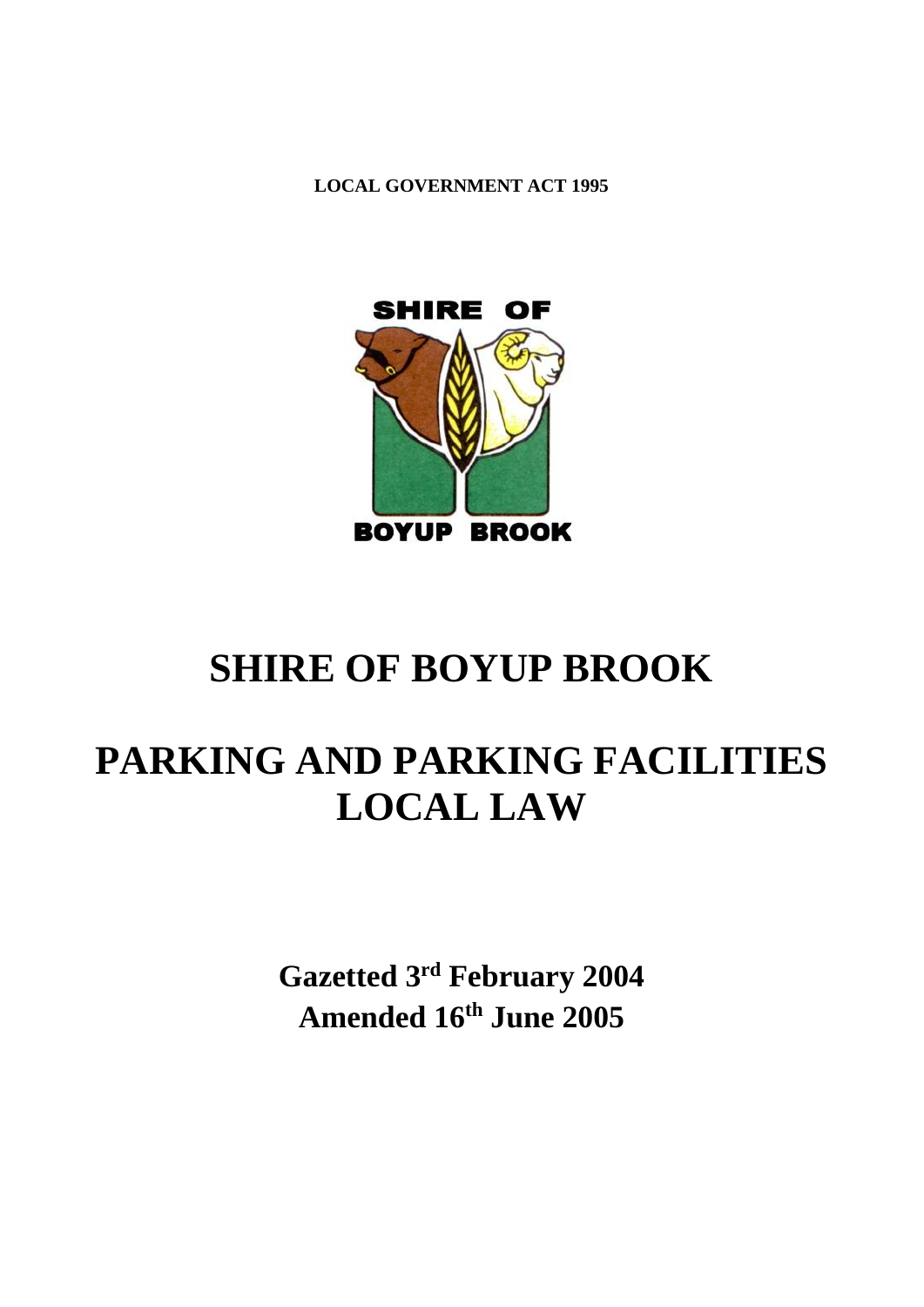**LOCAL GOVERNMENT ACT 1995**

SHIRE OF

BOYUP BROOK

# SHIRE OF BOYUP BROOK

# PARKING AND PARKING FACILITIES LOCAL LAW

**Gazetted 3rd February 2004**
**Amended 16th June 2005**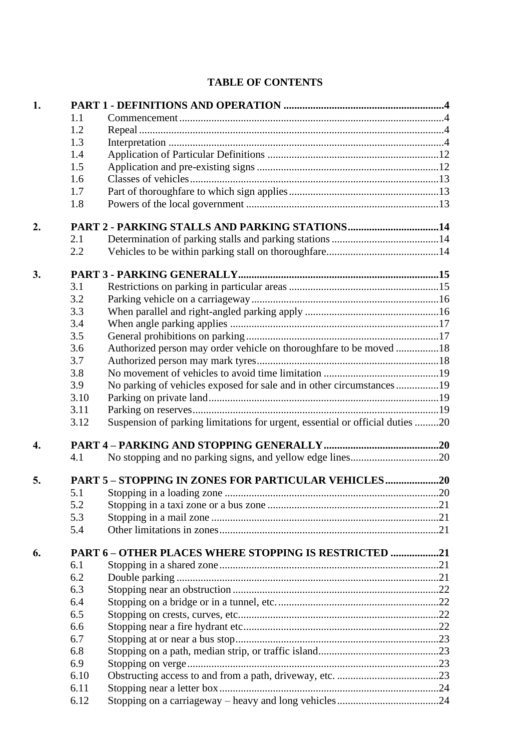**TABLE OF CONTENTS**

| | | | |
|---|---|---|---|
| **1.** | **PART 1 - DEFINITIONS AND OPERATION** | | **4** |
| | 1.1 | Commencement | 4 |
| | 1.2 | Repeal | 4 |
| | 1.3 | Interpretation | 4 |
| | 1.4 | Application of Particular Definitions | 12 |
| | 1.5 | Application and pre-existing signs | 12 |
| | 1.6 | Classes of vehicles | 13 |
| | 1.7 | Part of thoroughfare to which sign applies | 13 |
| | 1.8 | Powers of the local government | 13 |
| **2.** | **PART 2 - PARKING STALLS AND PARKING STATIONS** | | **14** |
| | 2.1 | Determination of parking stalls and parking stations | 14 |
| | 2.2 | Vehicles to be within parking stall on thoroughfare | 14 |
| **3.** | **PART 3 - PARKING GENERALLY** | | **15** |
| | 3.1 | Restrictions on parking in particular areas | 15 |
| | 3.2 | Parking vehicle on a carriageway | 16 |
| | 3.3 | When parallel and right-angled parking apply | 16 |
| | 3.4 | When angle parking applies | 17 |
| | 3.5 | General prohibitions on parking | 17 |
| | 3.6 | Authorized person may order vehicle on thoroughfare to be moved | 18 |
| | 3.7 | Authorized person may mark tyres | 18 |
| | 3.8 | No movement of vehicles to avoid time limitation | 19 |
| | 3.9 | No parking of vehicles exposed for sale and in other circumstances | 19 |
| | 3.10 | Parking on private land | 19 |
| | 3.11 | Parking on reserves | 19 |
| | 3.12 | Suspension of parking limitations for urgent, essential or official duties | 20 |
| **4.** | **PART 4 – PARKING AND STOPPING GENERALLY** | | **20** |
| | 4.1 | No stopping and no parking signs, and yellow edge lines | 20 |
| **5.** | **PART 5 – STOPPING IN ZONES FOR PARTICULAR VEHICLES** | | **20** |
| | 5.1 | Stopping in a loading zone | 20 |
| | 5.2 | Stopping in a taxi zone or a bus zone | 21 |
| | 5.3 | Stopping in a mail zone | 21 |
| | 5.4 | Other limitations in zones | 21 |
| **6.** | **PART 6 – OTHER PLACES WHERE STOPPING IS RESTRICTED** | | **21** |
| | 6.1 | Stopping in a shared zone | 21 |
| | 6.2 | Double parking | 21 |
| | 6.3 | Stopping near an obstruction | 22 |
| | 6.4 | Stopping on a bridge or in a tunnel, etc. | 22 |
| | 6.5 | Stopping on crests, curves, etc. | 22 |
| | 6.6 | Stopping near a fire hydrant etc | 22 |
| | 6.7 | Stopping at or near a bus stop | 23 |
| | 6.8 | Stopping on a path, median strip, or traffic island | 23 |
| | 6.9 | Stopping on verge | 23 |
| | 6.10 | Obstructing access to and from a path, driveway, etc. | 23 |
| | 6.11 | Stopping near a letter box | 24 |
| | 6.12 | Stopping on a carriageway – heavy and long vehicles | 24 |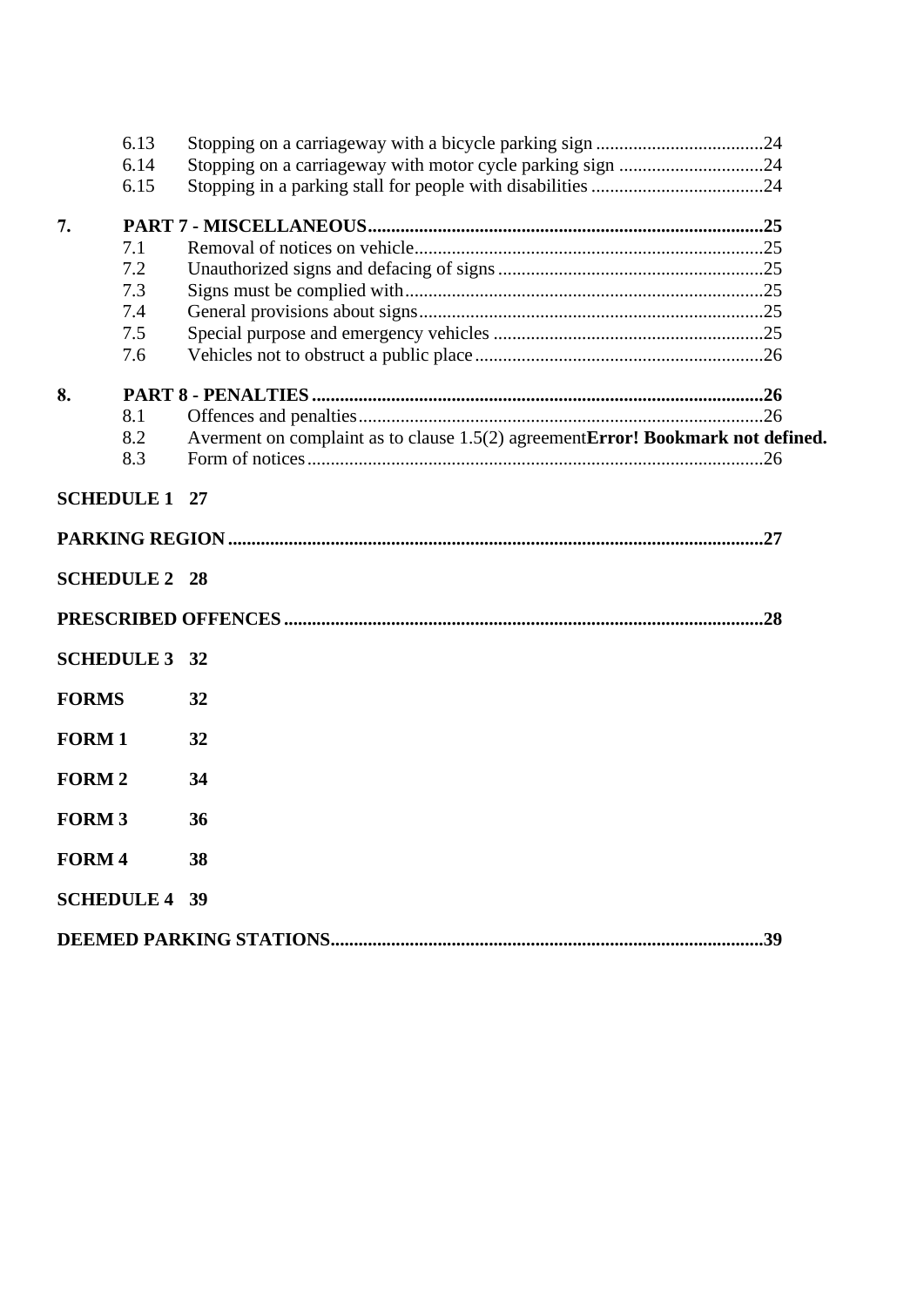| | | | |
|---|---|---|---|
| | 6.13 | Stopping on a carriageway with a bicycle parking sign | 24 |
| | 6.14 | Stopping on a carriageway with motor cycle parking sign | 24 |
| | 6.15 | Stopping in a parking stall for people with disabilities | 24 |
| **7.** | | **PART 7 - MISCELLANEOUS** | **25** |
| | 7.1 | Removal of notices on vehicle | 25 |
| | 7.2 | Unauthorized signs and defacing of signs | 25 |
| | 7.3 | Signs must be complied with | 25 |
| | 7.4 | General provisions about signs | 25 |
| | 7.5 | Special purpose and emergency vehicles | 25 |
| | 7.6 | Vehicles not to obstruct a public place | 26 |
| **8.** | | **PART 8 - PENALTIES** | **26** |
| | 8.1 | Offences and penalties | 26 |
| | 8.2 | Averment on complaint as to clause 1.5(2) agreement**Error! Bookmark not defined.** | |
| | 8.3 | Form of notices | 26 |

**SCHEDULE 1 27**

**PARKING REGION ..... 27**

**SCHEDULE 2 28**

**PRESCRIBED OFFENCES ..... 28**

**SCHEDULE 3 32**

**FORMS 32**

**FORM 1 32**

**FORM 2 34**

**FORM 3 36**

**FORM 4 38**

**SCHEDULE 4 39**

**DEEMED PARKING STATIONS ..... 39**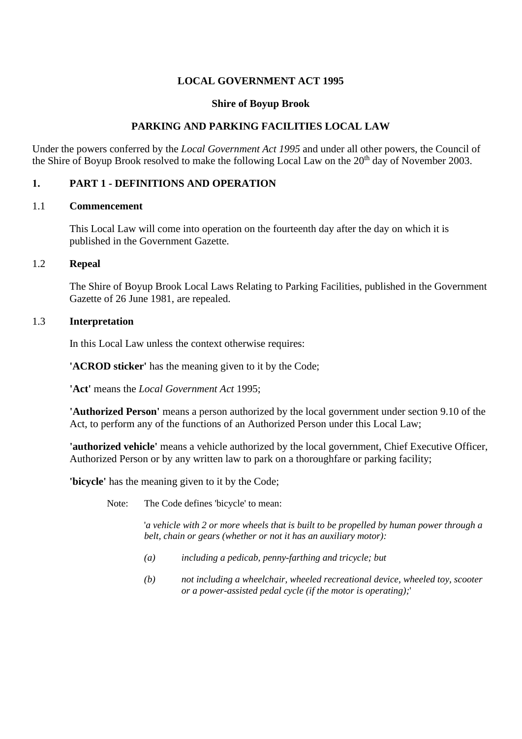**LOCAL GOVERNMENT ACT 1995**

**Shire of Boyup Brook**

**PARKING AND PARKING FACILITIES LOCAL LAW**

Under the powers conferred by the *Local Government Act 1995* and under all other powers, the Council of the Shire of Boyup Brook resolved to make the following Local Law on the 20th day of November 2003.

## 1. PART 1 - DEFINITIONS AND OPERATION

### 1.1 Commencement

This Local Law will come into operation on the fourteenth day after the day on which it is published in the Government Gazette.

### 1.2 Repeal

The Shire of Boyup Brook Local Laws Relating to Parking Facilities, published in the Government Gazette of 26 June 1981, are repealed.

### 1.3 Interpretation

In this Local Law unless the context otherwise requires:

**'ACROD sticker'** has the meaning given to it by the Code;

**'Act'** means the *Local Government Act* 1995;

**'Authorized Person'** means a person authorized by the local government under section 9.10 of the Act, to perform any of the functions of an Authorized Person under this Local Law;

**'authorized vehicle'** means a vehicle authorized by the local government, Chief Executive Officer, Authorized Person or by any written law to park on a thoroughfare or parking facility;

**'bicycle'** has the meaning given to it by the Code;

Note: The Code defines 'bicycle' to mean:

'*a vehicle with 2 or more wheels that is built to be propelled by human power through a belt, chain or gears (whether or not it has an auxiliary motor):*

*(a) including a pedicab, penny-farthing and tricycle; but*

*(b) not including a wheelchair, wheeled recreational device, wheeled toy, scooter or a power-assisted pedal cycle (if the motor is operating);*'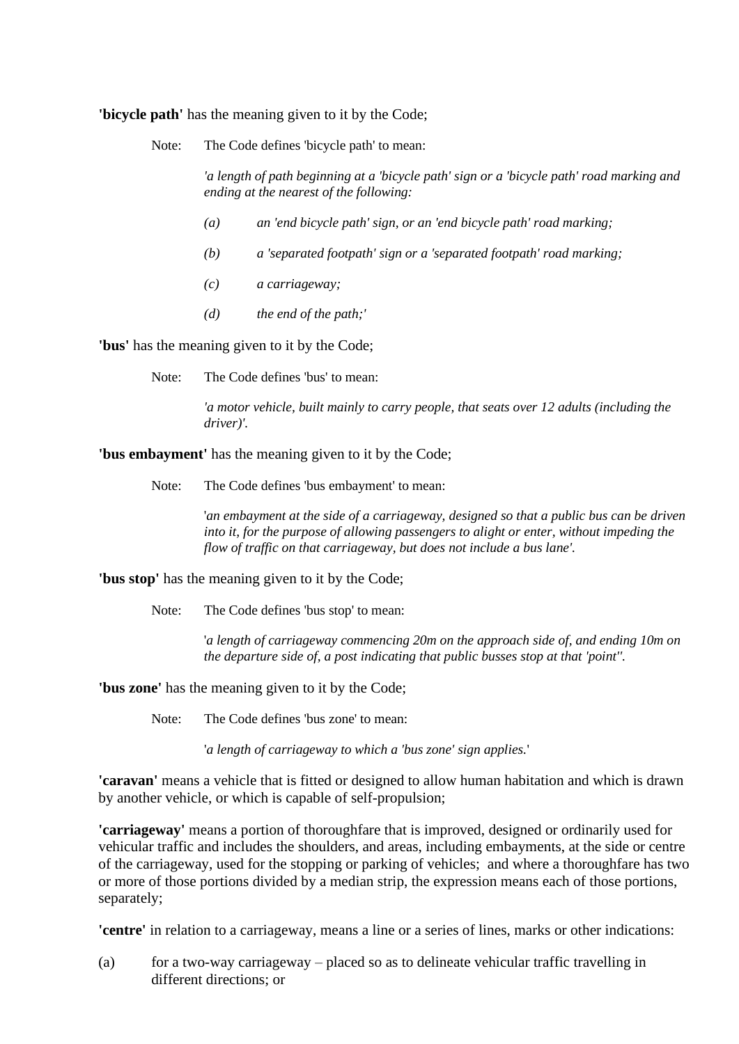**'bicycle path'** has the meaning given to it by the Code;

> Note: The Code defines 'bicycle path' to mean:
>
> *'a length of path beginning at a 'bicycle path' sign or a 'bicycle path' road marking and ending at the nearest of the following:*
>
> *(a) an 'end bicycle path' sign, or an 'end bicycle path' road marking;*
>
> *(b) a 'separated footpath' sign or a 'separated footpath' road marking;*
>
> *(c) a carriageway;*
>
> *(d) the end of the path;'*

**'bus'** has the meaning given to it by the Code;

> Note: The Code defines 'bus' to mean:
>
> *'a motor vehicle, built mainly to carry people, that seats over 12 adults (including the driver)'.*

**'bus embayment'** has the meaning given to it by the Code;

> Note: The Code defines 'bus embayment' to mean:
>
> '*an embayment at the side of a carriageway, designed so that a public bus can be driven into it, for the purpose of allowing passengers to alight or enter, without impeding the flow of traffic on that carriageway, but does not include a bus lane'.*

**'bus stop'** has the meaning given to it by the Code;

> Note: The Code defines 'bus stop' to mean:
>
> '*a length of carriageway commencing 20m on the approach side of, and ending 10m on the departure side of, a post indicating that public busses stop at that 'point''.*

**'bus zone'** has the meaning given to it by the Code;

> Note: The Code defines 'bus zone' to mean:
>
> '*a length of carriageway to which a 'bus zone' sign applies.*'

**'caravan'** means a vehicle that is fitted or designed to allow human habitation and which is drawn by another vehicle, or which is capable of self-propulsion;

**'carriageway'** means a portion of thoroughfare that is improved, designed or ordinarily used for vehicular traffic and includes the shoulders, and areas, including embayments, at the side or centre of the carriageway, used for the stopping or parking of vehicles; and where a thoroughfare has two or more of those portions divided by a median strip, the expression means each of those portions, separately;

**'centre'** in relation to a carriageway, means a line or a series of lines, marks or other indications:

(a) for a two-way carriageway – placed so as to delineate vehicular traffic travelling in different directions; or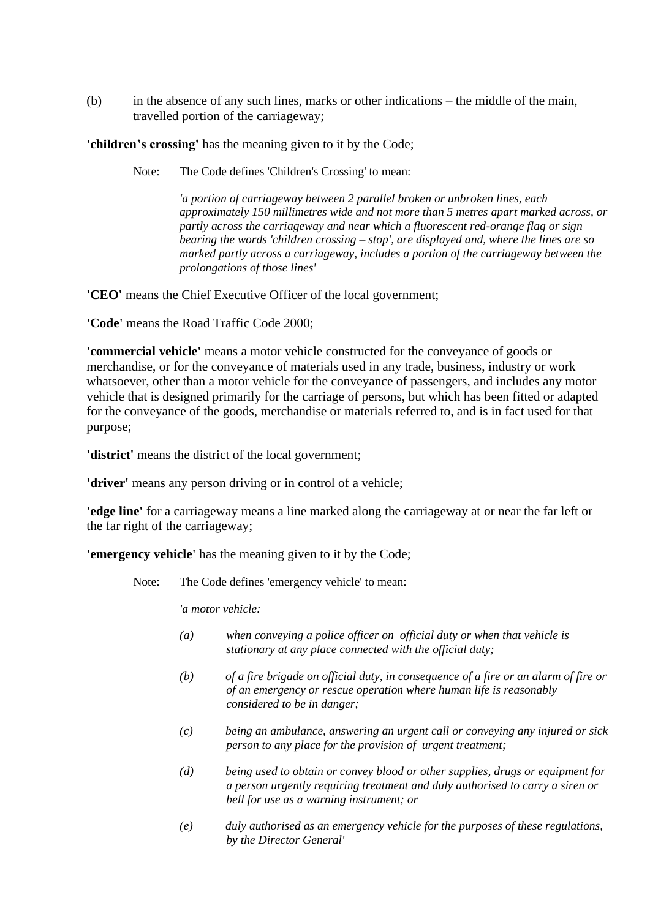(b) in the absence of any such lines, marks or other indications – the middle of the main, travelled portion of the carriageway;

**'children's crossing'** has the meaning given to it by the Code;

> Note: The Code defines 'Children's Crossing' to mean:
>
> *'a portion of carriageway between 2 parallel broken or unbroken lines, each approximately 150 millimetres wide and not more than 5 metres apart marked across, or partly across the carriageway and near which a fluorescent red-orange flag or sign bearing the words 'children crossing – stop', are displayed and, where the lines are so marked partly across a carriageway, includes a portion of the carriageway between the prolongations of those lines'*

**'CEO'** means the Chief Executive Officer of the local government;

**'Code'** means the Road Traffic Code 2000;

**'commercial vehicle'** means a motor vehicle constructed for the conveyance of goods or merchandise, or for the conveyance of materials used in any trade, business, industry or work whatsoever, other than a motor vehicle for the conveyance of passengers, and includes any motor vehicle that is designed primarily for the carriage of persons, but which has been fitted or adapted for the conveyance of the goods, merchandise or materials referred to, and is in fact used for that purpose;

**'district'** means the district of the local government;

**'driver'** means any person driving or in control of a vehicle;

**'edge line'** for a carriageway means a line marked along the carriageway at or near the far left or the far right of the carriageway;

**'emergency vehicle'** has the meaning given to it by the Code;

> Note: The Code defines 'emergency vehicle' to mean:
>
> *'a motor vehicle:*
>
> *(a) when conveying a police officer on official duty or when that vehicle is stationary at any place connected with the official duty;*
>
> *(b) of a fire brigade on official duty, in consequence of a fire or an alarm of fire or of an emergency or rescue operation where human life is reasonably considered to be in danger;*
>
> *(c) being an ambulance, answering an urgent call or conveying any injured or sick person to any place for the provision of urgent treatment;*
>
> *(d) being used to obtain or convey blood or other supplies, drugs or equipment for a person urgently requiring treatment and duly authorised to carry a siren or bell for use as a warning instrument; or*
>
> *(e) duly authorised as an emergency vehicle for the purposes of these regulations, by the Director General'*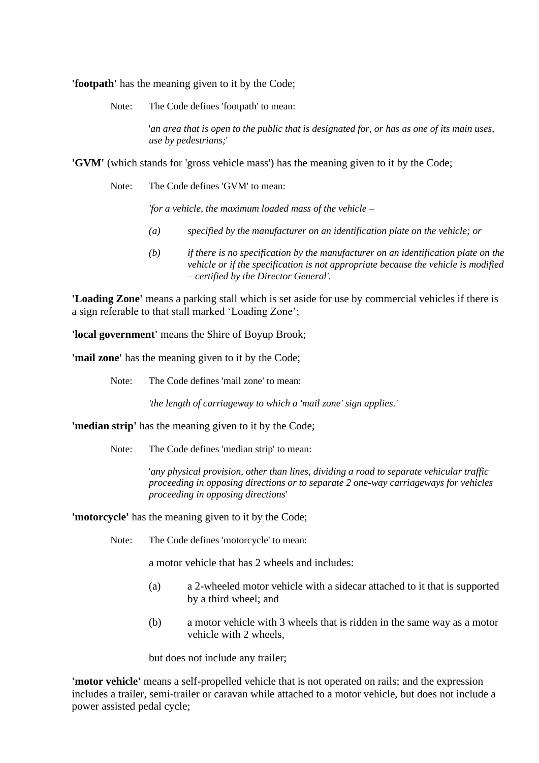**'footpath'** has the meaning given to it by the Code;

> Note: The Code defines 'footpath' to mean:
>
> '*an area that is open to the public that is designated for, or has as one of its main uses, use by pedestrians;*'

**'GVM'** (which stands for 'gross vehicle mass') has the meaning given to it by the Code;

> Note: The Code defines 'GVM' to mean:
>
> *'for a vehicle, the maximum loaded mass of the vehicle –*
>
> *(a) specified by the manufacturer on an identification plate on the vehicle; or*
>
> *(b) if there is no specification by the manufacturer on an identification plate on the vehicle or if the specification is not appropriate because the vehicle is modified – certified by the Director General'.*

**'Loading Zone'** means a parking stall which is set aside for use by commercial vehicles if there is a sign referable to that stall marked 'Loading Zone';

**'local government'** means the Shire of Boyup Brook;

**'mail zone'** has the meaning given to it by the Code;

> Note: The Code defines 'mail zone' to mean:
>
> *'the length of carriageway to which a 'mail zone' sign applies.'*

**'median strip'** has the meaning given to it by the Code;

> Note: The Code defines 'median strip' to mean:
>
> '*any physical provision, other than lines, dividing a road to separate vehicular traffic proceeding in opposing directions or to separate 2 one-way carriageways for vehicles proceeding in opposing directions*'

**'motorcycle'** has the meaning given to it by the Code;

> Note: The Code defines 'motorcycle' to mean:
>
> a motor vehicle that has 2 wheels and includes:
>
> (a) a 2-wheeled motor vehicle with a sidecar attached to it that is supported by a third wheel; and
>
> (b) a motor vehicle with 3 wheels that is ridden in the same way as a motor vehicle with 2 wheels,
>
> but does not include any trailer;

**'motor vehicle'** means a self-propelled vehicle that is not operated on rails; and the expression includes a trailer, semi-trailer or caravan while attached to a motor vehicle, but does not include a power assisted pedal cycle;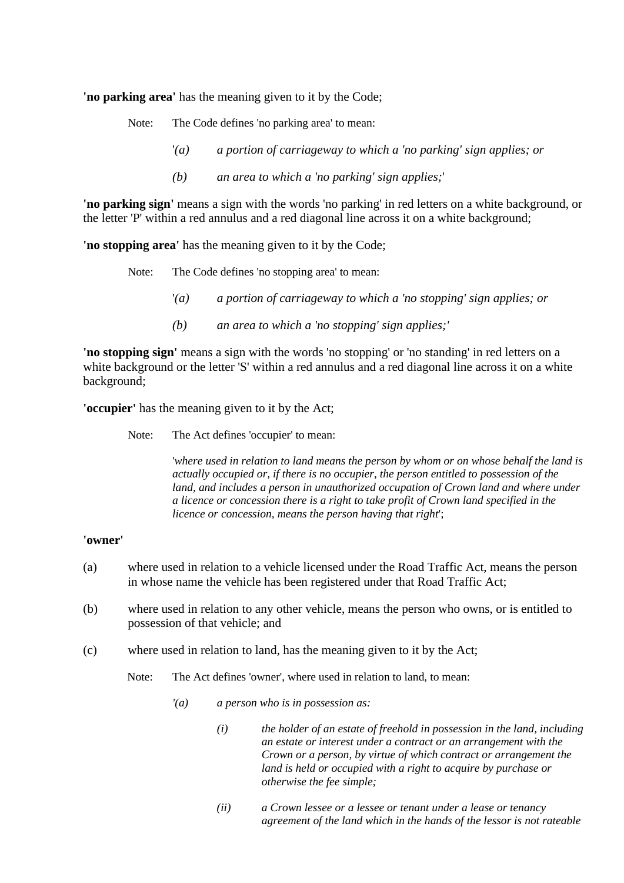**'no parking area'** has the meaning given to it by the Code;

> Note: The Code defines 'no parking area' to mean:
>
> '*(a) a portion of carriageway to which a 'no parking' sign applies; or*
>
> *(b) an area to which a 'no parking' sign applies;*'

**'no parking sign'** means a sign with the words 'no parking' in red letters on a white background, or the letter 'P' within a red annulus and a red diagonal line across it on a white background;

**'no stopping area'** has the meaning given to it by the Code;

> Note: The Code defines 'no stopping area' to mean:
>
> '*(a) a portion of carriageway to which a 'no stopping' sign applies; or*
>
> *(b) an area to which a 'no stopping' sign applies;'*

**'no stopping sign'** means a sign with the words 'no stopping' or 'no standing' in red letters on a white background or the letter 'S' within a red annulus and a red diagonal line across it on a white background;

**'occupier'** has the meaning given to it by the Act;

> Note: The Act defines 'occupier' to mean:
>
> '*where used in relation to land means the person by whom or on whose behalf the land is actually occupied or, if there is no occupier, the person entitled to possession of the land, and includes a person in unauthorized occupation of Crown land and where under a licence or concession there is a right to take profit of Crown land specified in the licence or concession, means the person having that right*';

**'owner'**

(a) where used in relation to a vehicle licensed under the Road Traffic Act, means the person in whose name the vehicle has been registered under that Road Traffic Act;

(b) where used in relation to any other vehicle, means the person who owns, or is entitled to possession of that vehicle; and

(c) where used in relation to land, has the meaning given to it by the Act;

> Note: The Act defines 'owner', where used in relation to land, to mean:
>
> *'(a) a person who is in possession as:*
>
> *(i) the holder of an estate of freehold in possession in the land, including an estate or interest under a contract or an arrangement with the Crown or a person, by virtue of which contract or arrangement the land is held or occupied with a right to acquire by purchase or otherwise the fee simple;*
>
> *(ii) a Crown lessee or a lessee or tenant under a lease or tenancy agreement of the land which in the hands of the lessor is not rateable*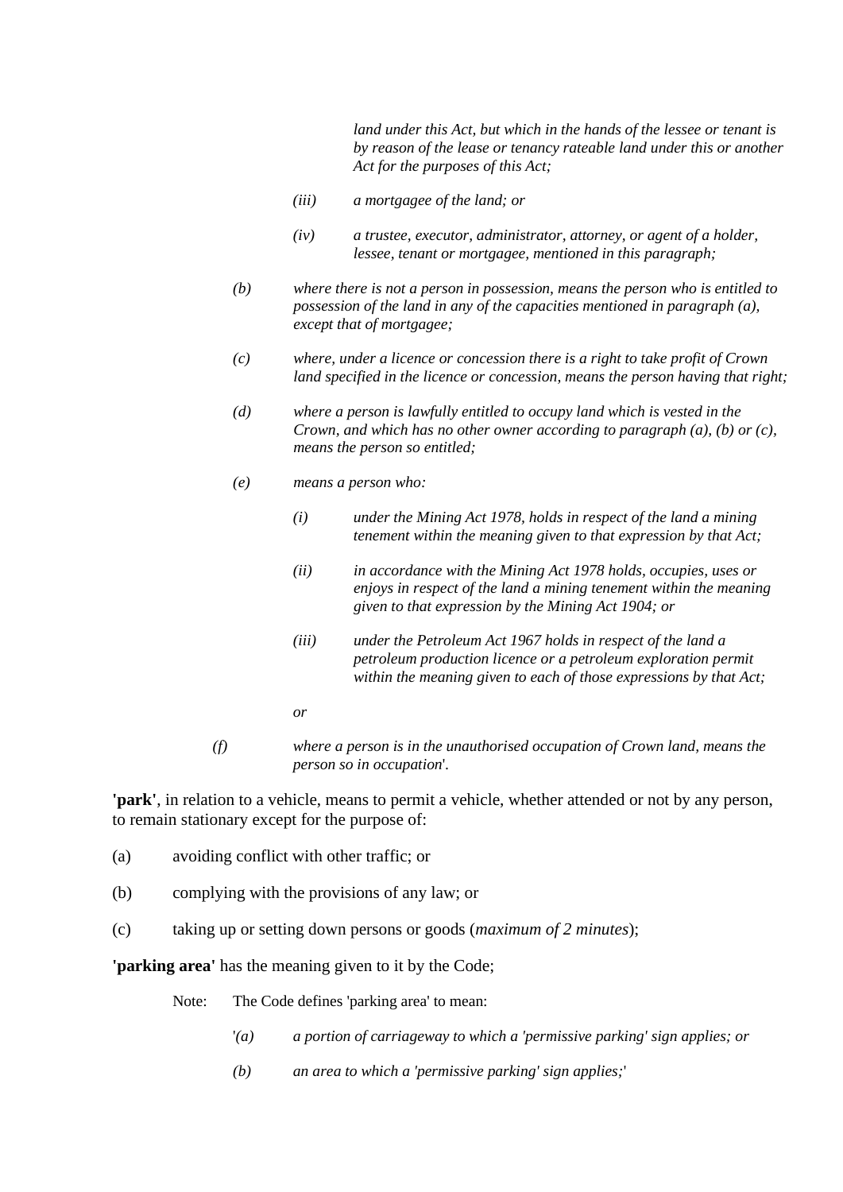*land under this Act, but which in the hands of the lessee or tenant is by reason of the lease or tenancy rateable land under this or another Act for the purposes of this Act;*

*(iii) a mortgagee of the land; or*

*(iv) a trustee, executor, administrator, attorney, or agent of a holder, lessee, tenant or mortgagee, mentioned in this paragraph;*

*(b) where there is not a person in possession, means the person who is entitled to possession of the land in any of the capacities mentioned in paragraph (a), except that of mortgagee;*

*(c) where, under a licence or concession there is a right to take profit of Crown land specified in the licence or concession, means the person having that right;*

*(d) where a person is lawfully entitled to occupy land which is vested in the Crown, and which has no other owner according to paragraph (a), (b) or (c), means the person so entitled;*

*(e) means a person who:*

*(i) under the Mining Act 1978, holds in respect of the land a mining tenement within the meaning given to that expression by that Act;*

*(ii) in accordance with the Mining Act 1978 holds, occupies, uses or enjoys in respect of the land a mining tenement within the meaning given to that expression by the Mining Act 1904; or*

*(iii) under the Petroleum Act 1967 holds in respect of the land a petroleum production licence or a petroleum exploration permit within the meaning given to each of those expressions by that Act;*

*or*

*(f) where a person is in the unauthorised occupation of Crown land, means the person so in occupation*'.

**'park'**, in relation to a vehicle, means to permit a vehicle, whether attended or not by any person, to remain stationary except for the purpose of:

(a) avoiding conflict with other traffic; or

(b) complying with the provisions of any law; or

(c) taking up or setting down persons or goods (*maximum of 2 minutes*);

**'parking area'** has the meaning given to it by the Code;

Note: The Code defines 'parking area' to mean:

'*(a) a portion of carriageway to which a 'permissive parking' sign applies; or*

*(b) an area to which a 'permissive parking' sign applies;*'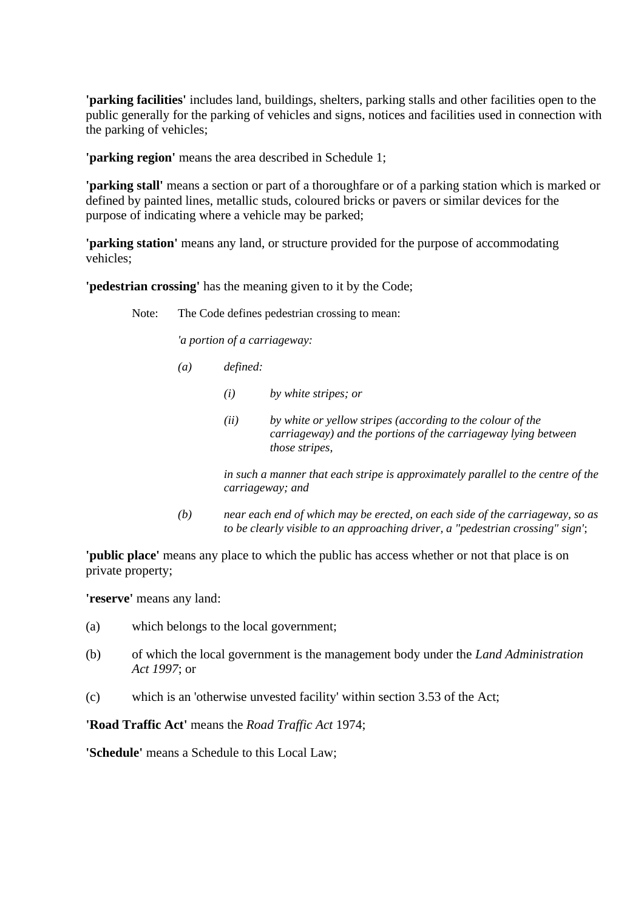**'parking facilities'** includes land, buildings, shelters, parking stalls and other facilities open to the public generally for the parking of vehicles and signs, notices and facilities used in connection with the parking of vehicles;

**'parking region'** means the area described in Schedule 1;

**'parking stall'** means a section or part of a thoroughfare or of a parking station which is marked or defined by painted lines, metallic studs, coloured bricks or pavers or similar devices for the purpose of indicating where a vehicle may be parked;

**'parking station'** means any land, or structure provided for the purpose of accommodating vehicles;

**'pedestrian crossing'** has the meaning given to it by the Code;

> Note: The Code defines pedestrian crossing to mean:
>
> *'a portion of a carriageway:*
>
> *(a) defined:*
>
> > *(i) by white stripes; or*
> >
> > *(ii) by white or yellow stripes (according to the colour of the carriageway) and the portions of the carriageway lying between those stripes,*
>
> > *in such a manner that each stripe is approximately parallel to the centre of the carriageway; and*
>
> *(b) near each end of which may be erected, on each side of the carriageway, so as to be clearly visible to an approaching driver, a "pedestrian crossing" sign'*;

**'public place'** means any place to which the public has access whether or not that place is on private property;

**'reserve'** means any land:

(a) which belongs to the local government;

(b) of which the local government is the management body under the *Land Administration Act 1997*; or

(c) which is an 'otherwise unvested facility' within section 3.53 of the Act;

**'Road Traffic Act'** means the *Road Traffic Act* 1974;

**'Schedule'** means a Schedule to this Local Law;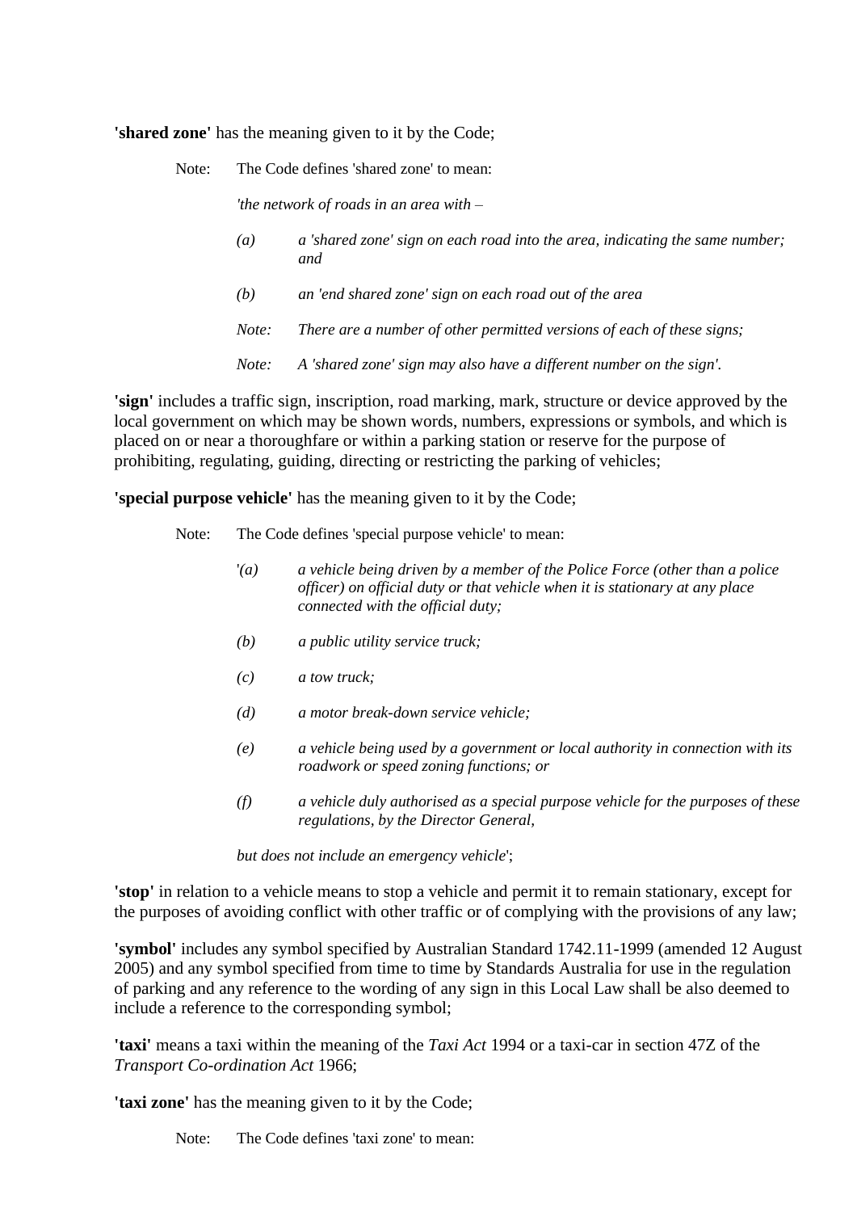**'shared zone'** has the meaning given to it by the Code;

> Note: The Code defines 'shared zone' to mean:
>
> *'the network of roads in an area with –*
>
> *(a) a 'shared zone' sign on each road into the area, indicating the same number; and*
>
> *(b) an 'end shared zone' sign on each road out of the area*
>
> *Note: There are a number of other permitted versions of each of these signs;*
>
> *Note: A 'shared zone' sign may also have a different number on the sign'.*

**'sign'** includes a traffic sign, inscription, road marking, mark, structure or device approved by the local government on which may be shown words, numbers, expressions or symbols, and which is placed on or near a thoroughfare or within a parking station or reserve for the purpose of prohibiting, regulating, guiding, directing or restricting the parking of vehicles;

**'special purpose vehicle'** has the meaning given to it by the Code;

> Note: The Code defines 'special purpose vehicle' to mean:
>
> '*(a) a vehicle being driven by a member of the Police Force (other than a police officer) on official duty or that vehicle when it is stationary at any place connected with the official duty;*
>
> *(b) a public utility service truck;*
>
> *(c) a tow truck;*
>
> *(d) a motor break-down service vehicle;*
>
> *(e) a vehicle being used by a government or local authority in connection with its roadwork or speed zoning functions; or*
>
> *(f) a vehicle duly authorised as a special purpose vehicle for the purposes of these regulations, by the Director General,*
>
> *but does not include an emergency vehicle*';

**'stop'** in relation to a vehicle means to stop a vehicle and permit it to remain stationary, except for the purposes of avoiding conflict with other traffic or of complying with the provisions of any law;

**'symbol'** includes any symbol specified by Australian Standard 1742.11-1999 (amended 12 August 2005) and any symbol specified from time to time by Standards Australia for use in the regulation of parking and any reference to the wording of any sign in this Local Law shall be also deemed to include a reference to the corresponding symbol;

**'taxi'** means a taxi within the meaning of the *Taxi Act* 1994 or a taxi-car in section 47Z of the *Transport Co-ordination Act* 1966;

**'taxi zone'** has the meaning given to it by the Code;

> Note: The Code defines 'taxi zone' to mean: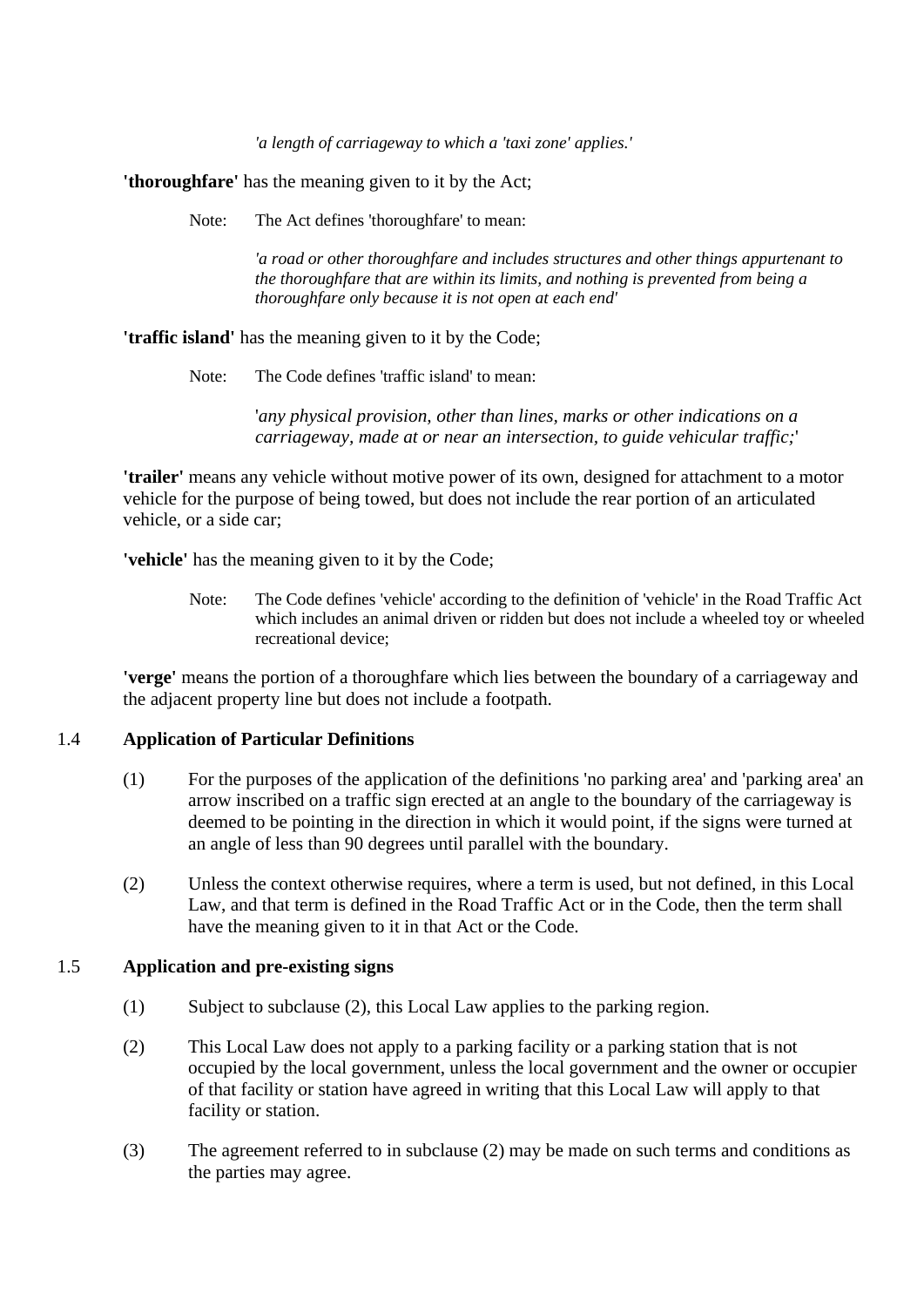*'a length of carriageway to which a 'taxi zone' applies.'*

**'thoroughfare'** has the meaning given to it by the Act;

> Note: The Act defines 'thoroughfare' to mean:
>
> *'a road or other thoroughfare and includes structures and other things appurtenant to the thoroughfare that are within its limits, and nothing is prevented from being a thoroughfare only because it is not open at each end'*

**'traffic island'** has the meaning given to it by the Code;

> Note: The Code defines 'traffic island' to mean:
>
> '*any physical provision, other than lines, marks or other indications on a carriageway, made at or near an intersection, to guide vehicular traffic;*'

**'trailer'** means any vehicle without motive power of its own, designed for attachment to a motor vehicle for the purpose of being towed, but does not include the rear portion of an articulated vehicle, or a side car;

**'vehicle'** has the meaning given to it by the Code;

> Note: The Code defines 'vehicle' according to the definition of 'vehicle' in the Road Traffic Act which includes an animal driven or ridden but does not include a wheeled toy or wheeled recreational device;

**'verge'** means the portion of a thoroughfare which lies between the boundary of a carriageway and the adjacent property line but does not include a footpath.

### 1.4 Application of Particular Definitions

(1) For the purposes of the application of the definitions 'no parking area' and 'parking area' an arrow inscribed on a traffic sign erected at an angle to the boundary of the carriageway is deemed to be pointing in the direction in which it would point, if the signs were turned at an angle of less than 90 degrees until parallel with the boundary.

(2) Unless the context otherwise requires, where a term is used, but not defined, in this Local Law, and that term is defined in the Road Traffic Act or in the Code, then the term shall have the meaning given to it in that Act or the Code.

### 1.5 Application and pre-existing signs

(1) Subject to subclause (2), this Local Law applies to the parking region.

(2) This Local Law does not apply to a parking facility or a parking station that is not occupied by the local government, unless the local government and the owner or occupier of that facility or station have agreed in writing that this Local Law will apply to that facility or station.

(3) The agreement referred to in subclause (2) may be made on such terms and conditions as the parties may agree.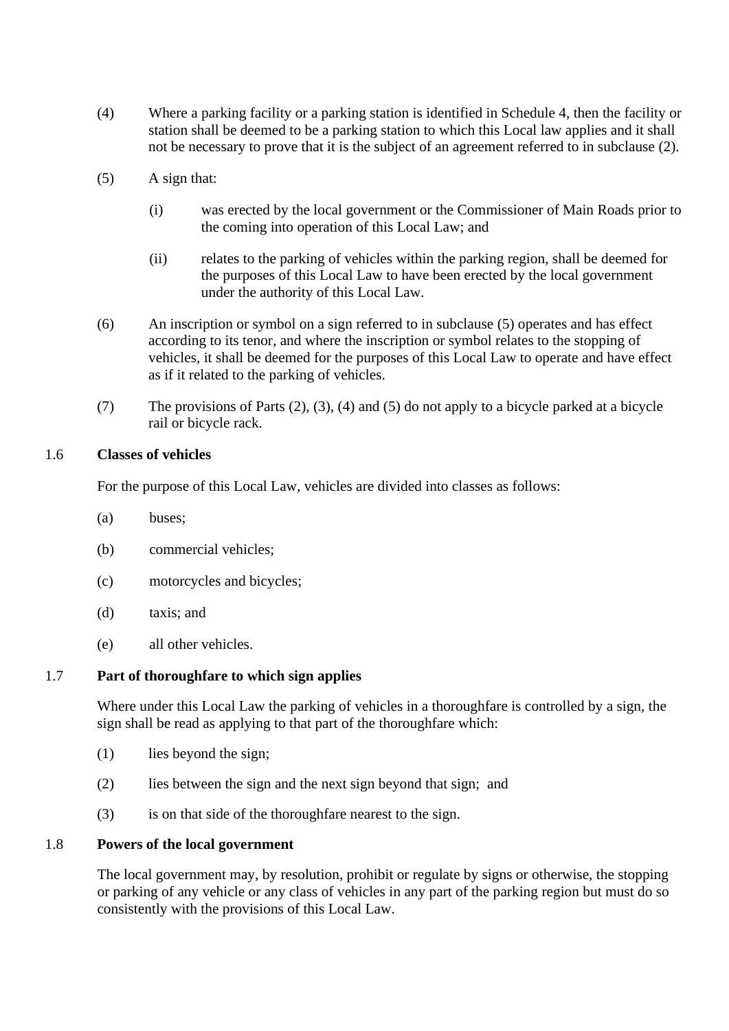(4) Where a parking facility or a parking station is identified in Schedule 4, then the facility or station shall be deemed to be a parking station to which this Local law applies and it shall not be necessary to prove that it is the subject of an agreement referred to in subclause (2).

(5) A sign that:

(i) was erected by the local government or the Commissioner of Main Roads prior to the coming into operation of this Local Law; and

(ii) relates to the parking of vehicles within the parking region, shall be deemed for the purposes of this Local Law to have been erected by the local government under the authority of this Local Law.

(6) An inscription or symbol on a sign referred to in subclause (5) operates and has effect according to its tenor, and where the inscription or symbol relates to the stopping of vehicles, it shall be deemed for the purposes of this Local Law to operate and have effect as if it related to the parking of vehicles.

(7) The provisions of Parts (2), (3), (4) and (5) do not apply to a bicycle parked at a bicycle rail or bicycle rack.

### 1.6 Classes of vehicles

For the purpose of this Local Law, vehicles are divided into classes as follows:

(a) buses;

(b) commercial vehicles;

(c) motorcycles and bicycles;

(d) taxis; and

(e) all other vehicles.

### 1.7 Part of thoroughfare to which sign applies

Where under this Local Law the parking of vehicles in a thoroughfare is controlled by a sign, the sign shall be read as applying to that part of the thoroughfare which:

(1) lies beyond the sign;

(2) lies between the sign and the next sign beyond that sign; and

(3) is on that side of the thoroughfare nearest to the sign.

### 1.8 Powers of the local government

The local government may, by resolution, prohibit or regulate by signs or otherwise, the stopping or parking of any vehicle or any class of vehicles in any part of the parking region but must do so consistently with the provisions of this Local Law.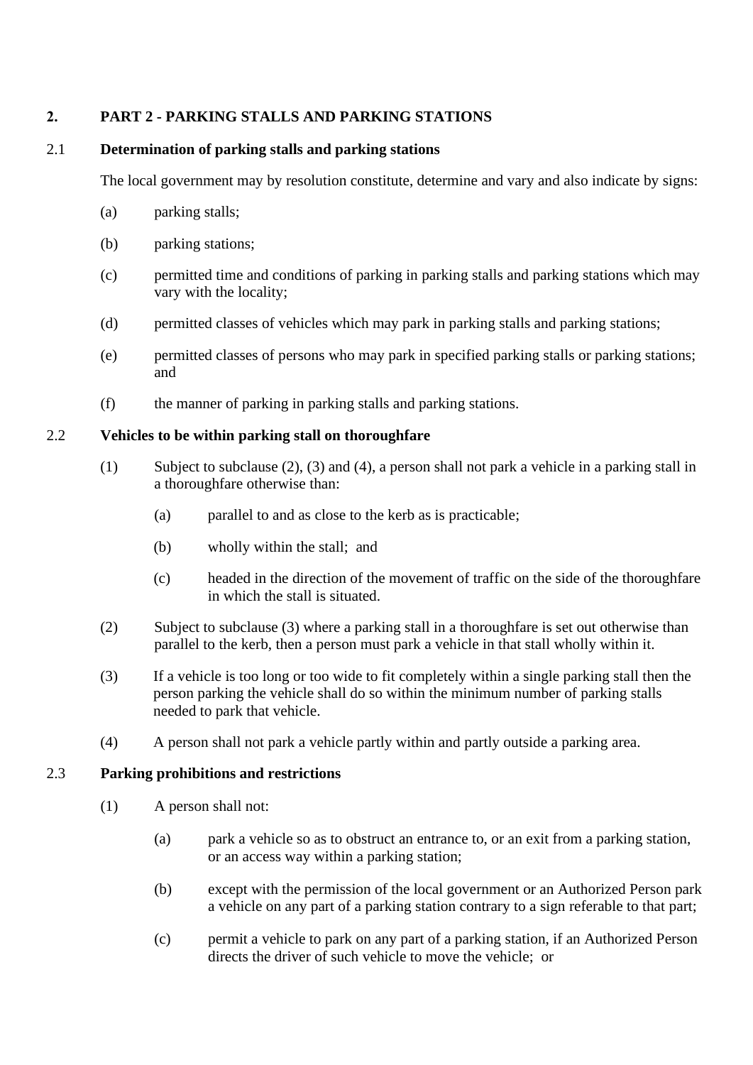## 2. PART 2 - PARKING STALLS AND PARKING STATIONS

### 2.1 Determination of parking stalls and parking stations

The local government may by resolution constitute, determine and vary and also indicate by signs:

(a) parking stalls;

(b) parking stations;

(c) permitted time and conditions of parking in parking stalls and parking stations which may vary with the locality;

(d) permitted classes of vehicles which may park in parking stalls and parking stations;

(e) permitted classes of persons who may park in specified parking stalls or parking stations; and

(f) the manner of parking in parking stalls and parking stations.

### 2.2 Vehicles to be within parking stall on thoroughfare

(1) Subject to subclause (2), (3) and (4), a person shall not park a vehicle in a parking stall in a thoroughfare otherwise than:

  (a) parallel to and as close to the kerb as is practicable;

  (b) wholly within the stall; and

  (c) headed in the direction of the movement of traffic on the side of the thoroughfare in which the stall is situated.

(2) Subject to subclause (3) where a parking stall in a thoroughfare is set out otherwise than parallel to the kerb, then a person must park a vehicle in that stall wholly within it.

(3) If a vehicle is too long or too wide to fit completely within a single parking stall then the person parking the vehicle shall do so within the minimum number of parking stalls needed to park that vehicle.

(4) A person shall not park a vehicle partly within and partly outside a parking area.

### 2.3 Parking prohibitions and restrictions

(1) A person shall not:

  (a) park a vehicle so as to obstruct an entrance to, or an exit from a parking station, or an access way within a parking station;

  (b) except with the permission of the local government or an Authorized Person park a vehicle on any part of a parking station contrary to a sign referable to that part;

  (c) permit a vehicle to park on any part of a parking station, if an Authorized Person directs the driver of such vehicle to move the vehicle; or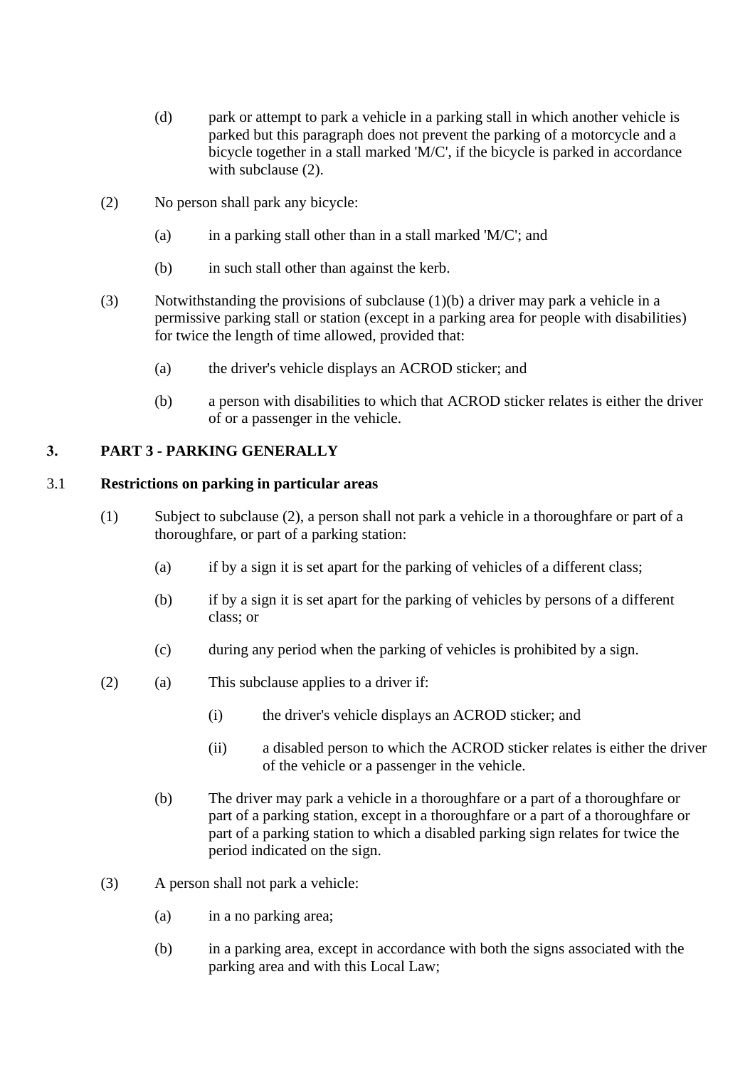(d) park or attempt to park a vehicle in a parking stall in which another vehicle is parked but this paragraph does not prevent the parking of a motorcycle and a bicycle together in a stall marked 'M/C', if the bicycle is parked in accordance with subclause (2).

(2) No person shall park any bicycle:

(a) in a parking stall other than in a stall marked 'M/C'; and

(b) in such stall other than against the kerb.

(3) Notwithstanding the provisions of subclause (1)(b) a driver may park a vehicle in a permissive parking stall or station (except in a parking area for people with disabilities) for twice the length of time allowed, provided that:

(a) the driver's vehicle displays an ACROD sticker; and

(b) a person with disabilities to which that ACROD sticker relates is either the driver of or a passenger in the vehicle.

## 3. PART 3 - PARKING GENERALLY

### 3.1 Restrictions on parking in particular areas

(1) Subject to subclause (2), a person shall not park a vehicle in a thoroughfare or part of a thoroughfare, or part of a parking station:

(a) if by a sign it is set apart for the parking of vehicles of a different class;

(b) if by a sign it is set apart for the parking of vehicles by persons of a different class; or

(c) during any period when the parking of vehicles is prohibited by a sign.

(2) (a) This subclause applies to a driver if:

(i) the driver's vehicle displays an ACROD sticker; and

(ii) a disabled person to which the ACROD sticker relates is either the driver of the vehicle or a passenger in the vehicle.

(b) The driver may park a vehicle in a thoroughfare or a part of a thoroughfare or part of a parking station, except in a thoroughfare or a part of a thoroughfare or part of a parking station to which a disabled parking sign relates for twice the period indicated on the sign.

(3) A person shall not park a vehicle:

(a) in a no parking area;

(b) in a parking area, except in accordance with both the signs associated with the parking area and with this Local Law;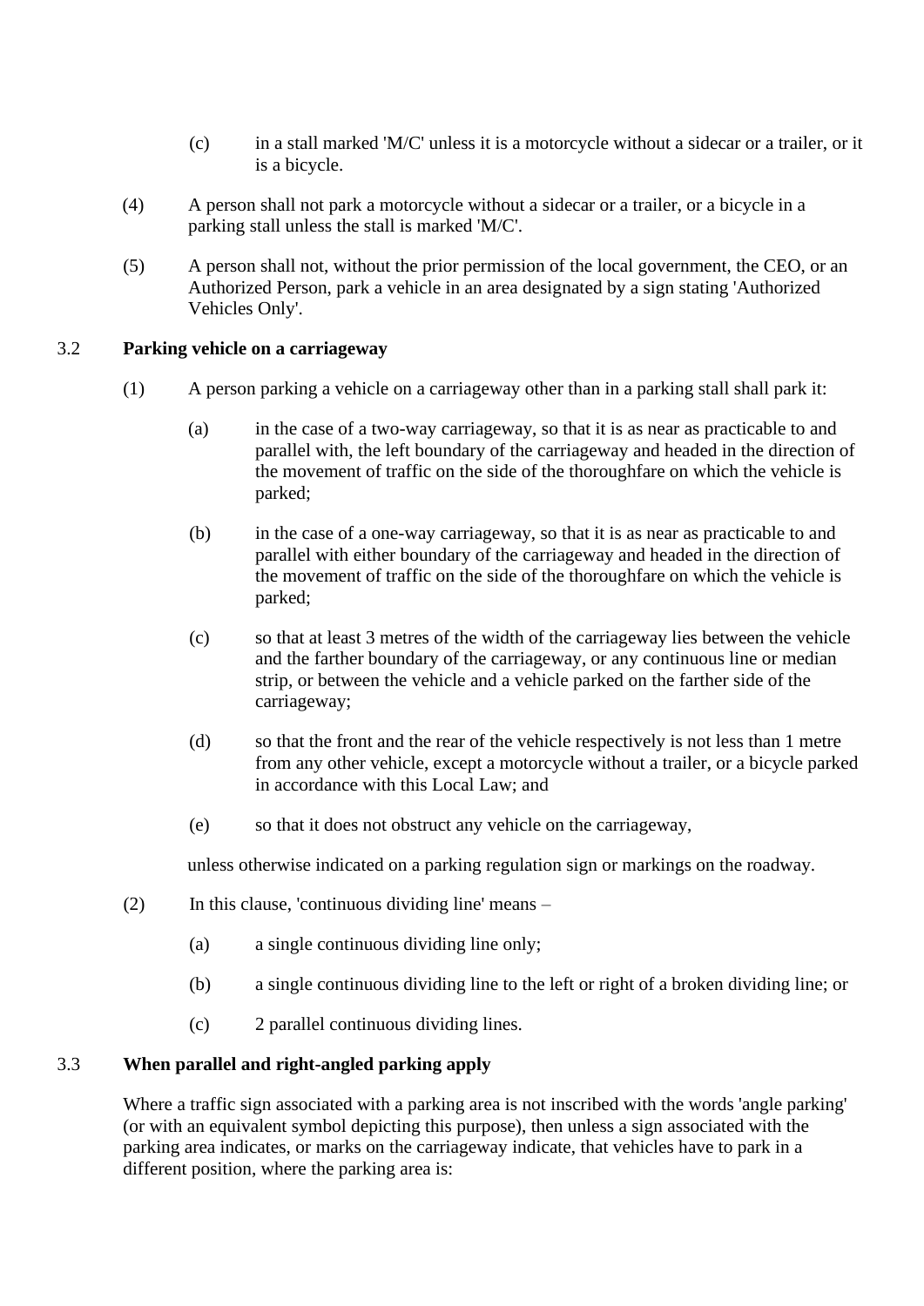(c) in a stall marked 'M/C' unless it is a motorcycle without a sidecar or a trailer, or it is a bicycle.

(4) A person shall not park a motorcycle without a sidecar or a trailer, or a bicycle in a parking stall unless the stall is marked 'M/C'.

(5) A person shall not, without the prior permission of the local government, the CEO, or an Authorized Person, park a vehicle in an area designated by a sign stating 'Authorized Vehicles Only'.

### 3.2 Parking vehicle on a carriageway

(1) A person parking a vehicle on a carriageway other than in a parking stall shall park it:

(a) in the case of a two-way carriageway, so that it is as near as practicable to and parallel with, the left boundary of the carriageway and headed in the direction of the movement of traffic on the side of the thoroughfare on which the vehicle is parked;

(b) in the case of a one-way carriageway, so that it is as near as practicable to and parallel with either boundary of the carriageway and headed in the direction of the movement of traffic on the side of the thoroughfare on which the vehicle is parked;

(c) so that at least 3 metres of the width of the carriageway lies between the vehicle and the farther boundary of the carriageway, or any continuous line or median strip, or between the vehicle and a vehicle parked on the farther side of the carriageway;

(d) so that the front and the rear of the vehicle respectively is not less than 1 metre from any other vehicle, except a motorcycle without a trailer, or a bicycle parked in accordance with this Local Law; and

(e) so that it does not obstruct any vehicle on the carriageway,

unless otherwise indicated on a parking regulation sign or markings on the roadway.

(2) In this clause, 'continuous dividing line' means –

(a) a single continuous dividing line only;

(b) a single continuous dividing line to the left or right of a broken dividing line; or

(c) 2 parallel continuous dividing lines.

### 3.3 When parallel and right-angled parking apply

Where a traffic sign associated with a parking area is not inscribed with the words 'angle parking' (or with an equivalent symbol depicting this purpose), then unless a sign associated with the parking area indicates, or marks on the carriageway indicate, that vehicles have to park in a different position, where the parking area is: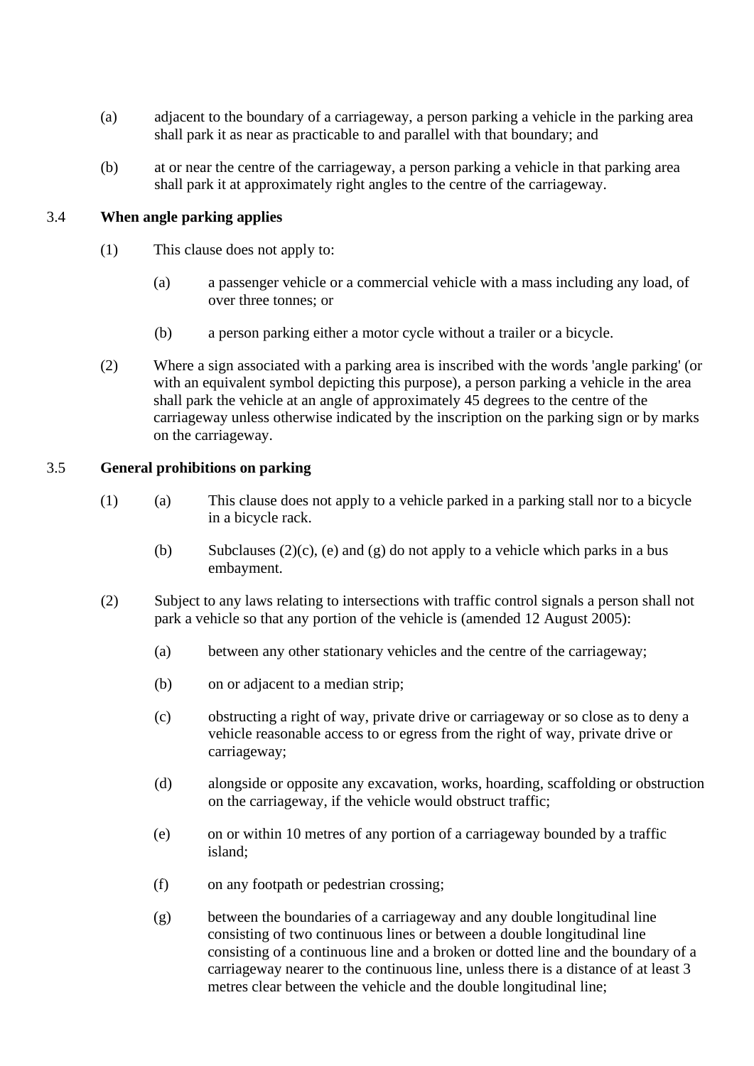(a) adjacent to the boundary of a carriageway, a person parking a vehicle in the parking area shall park it as near as practicable to and parallel with that boundary; and

(b) at or near the centre of the carriageway, a person parking a vehicle in that parking area shall park it at approximately right angles to the centre of the carriageway.

### 3.4 When angle parking applies

(1) This clause does not apply to:

- (a) a passenger vehicle or a commercial vehicle with a mass including any load, of over three tonnes; or
- (b) a person parking either a motor cycle without a trailer or a bicycle.

(2) Where a sign associated with a parking area is inscribed with the words 'angle parking' (or with an equivalent symbol depicting this purpose), a person parking a vehicle in the area shall park the vehicle at an angle of approximately 45 degrees to the centre of the carriageway unless otherwise indicated by the inscription on the parking sign or by marks on the carriageway.

### 3.5 General prohibitions on parking

(1)
- (a) This clause does not apply to a vehicle parked in a parking stall nor to a bicycle in a bicycle rack.
- (b) Subclauses (2)(c), (e) and (g) do not apply to a vehicle which parks in a bus embayment.

(2) Subject to any laws relating to intersections with traffic control signals a person shall not park a vehicle so that any portion of the vehicle is (amended 12 August 2005):

- (a) between any other stationary vehicles and the centre of the carriageway;
- (b) on or adjacent to a median strip;
- (c) obstructing a right of way, private drive or carriageway or so close as to deny a vehicle reasonable access to or egress from the right of way, private drive or carriageway;
- (d) alongside or opposite any excavation, works, hoarding, scaffolding or obstruction on the carriageway, if the vehicle would obstruct traffic;
- (e) on or within 10 metres of any portion of a carriageway bounded by a traffic island;
- (f) on any footpath or pedestrian crossing;
- (g) between the boundaries of a carriageway and any double longitudinal line consisting of two continuous lines or between a double longitudinal line consisting of a continuous line and a broken or dotted line and the boundary of a carriageway nearer to the continuous line, unless there is a distance of at least 3 metres clear between the vehicle and the double longitudinal line;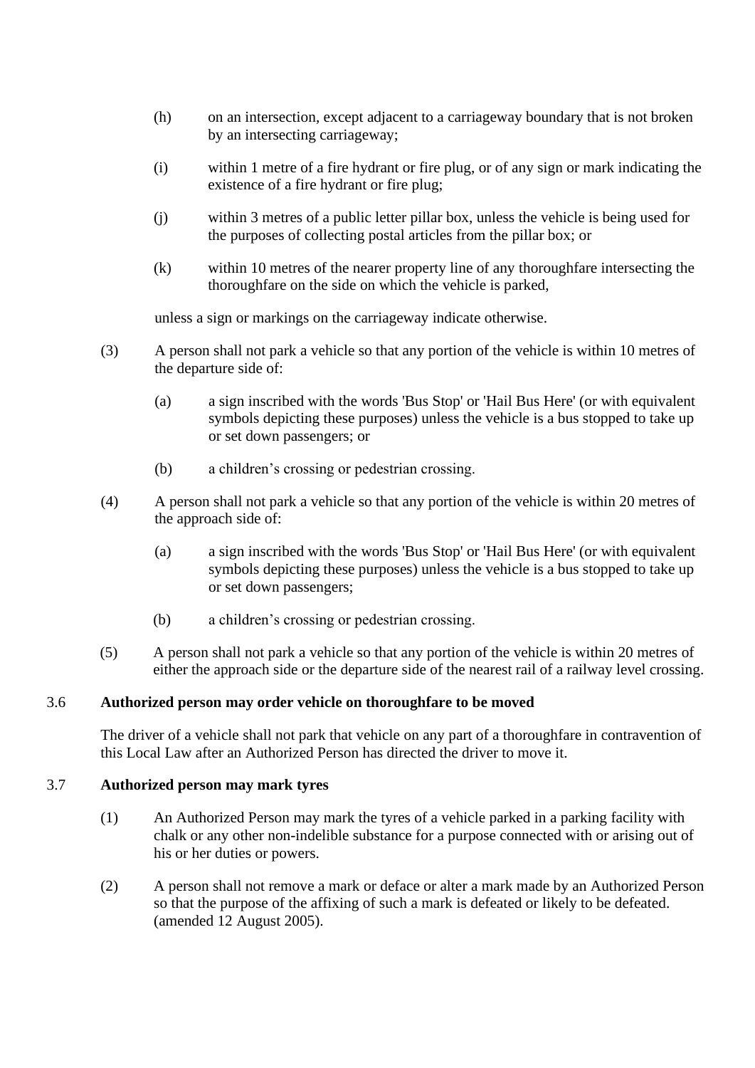(h) on an intersection, except adjacent to a carriageway boundary that is not broken by an intersecting carriageway;

(i) within 1 metre of a fire hydrant or fire plug, or of any sign or mark indicating the existence of a fire hydrant or fire plug;

(j) within 3 metres of a public letter pillar box, unless the vehicle is being used for the purposes of collecting postal articles from the pillar box; or

(k) within 10 metres of the nearer property line of any thoroughfare intersecting the thoroughfare on the side on which the vehicle is parked,

unless a sign or markings on the carriageway indicate otherwise.

(3) A person shall not park a vehicle so that any portion of the vehicle is within 10 metres of the departure side of:

(a) a sign inscribed with the words 'Bus Stop' or 'Hail Bus Here' (or with equivalent symbols depicting these purposes) unless the vehicle is a bus stopped to take up or set down passengers; or

(b) a children's crossing or pedestrian crossing.

(4) A person shall not park a vehicle so that any portion of the vehicle is within 20 metres of the approach side of:

(a) a sign inscribed with the words 'Bus Stop' or 'Hail Bus Here' (or with equivalent symbols depicting these purposes) unless the vehicle is a bus stopped to take up or set down passengers;

(b) a children's crossing or pedestrian crossing.

(5) A person shall not park a vehicle so that any portion of the vehicle is within 20 metres of either the approach side or the departure side of the nearest rail of a railway level crossing.

### 3.6 Authorized person may order vehicle on thoroughfare to be moved

The driver of a vehicle shall not park that vehicle on any part of a thoroughfare in contravention of this Local Law after an Authorized Person has directed the driver to move it.

### 3.7 Authorized person may mark tyres

(1) An Authorized Person may mark the tyres of a vehicle parked in a parking facility with chalk or any other non-indelible substance for a purpose connected with or arising out of his or her duties or powers.

(2) A person shall not remove a mark or deface or alter a mark made by an Authorized Person so that the purpose of the affixing of such a mark is defeated or likely to be defeated. (amended 12 August 2005).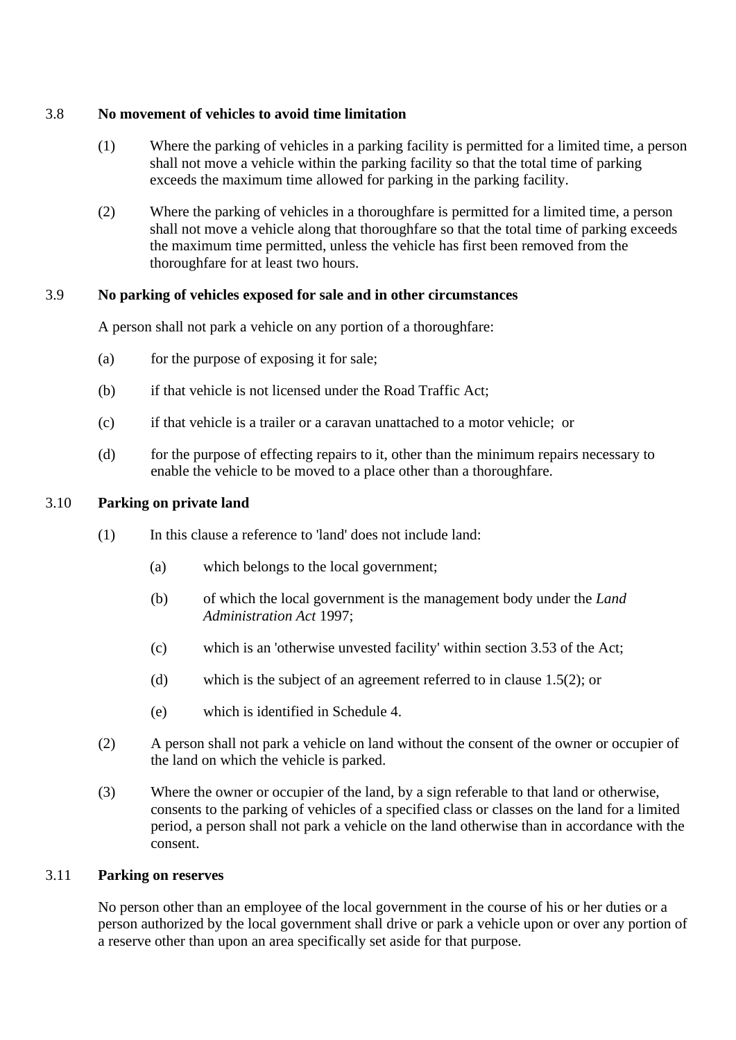### 3.8 No movement of vehicles to avoid time limitation

(1) Where the parking of vehicles in a parking facility is permitted for a limited time, a person shall not move a vehicle within the parking facility so that the total time of parking exceeds the maximum time allowed for parking in the parking facility.

(2) Where the parking of vehicles in a thoroughfare is permitted for a limited time, a person shall not move a vehicle along that thoroughfare so that the total time of parking exceeds the maximum time permitted, unless the vehicle has first been removed from the thoroughfare for at least two hours.

### 3.9 No parking of vehicles exposed for sale and in other circumstances

A person shall not park a vehicle on any portion of a thoroughfare:

(a) for the purpose of exposing it for sale;

(b) if that vehicle is not licensed under the Road Traffic Act;

(c) if that vehicle is a trailer or a caravan unattached to a motor vehicle; or

(d) for the purpose of effecting repairs to it, other than the minimum repairs necessary to enable the vehicle to be moved to a place other than a thoroughfare.

### 3.10 Parking on private land

(1) In this clause a reference to 'land' does not include land:

  (a) which belongs to the local government;

  (b) of which the local government is the management body under the *Land Administration Act* 1997;

  (c) which is an 'otherwise unvested facility' within section 3.53 of the Act;

  (d) which is the subject of an agreement referred to in clause 1.5(2); or

  (e) which is identified in Schedule 4.

(2) A person shall not park a vehicle on land without the consent of the owner or occupier of the land on which the vehicle is parked.

(3) Where the owner or occupier of the land, by a sign referable to that land or otherwise, consents to the parking of vehicles of a specified class or classes on the land for a limited period, a person shall not park a vehicle on the land otherwise than in accordance with the consent.

### 3.11 Parking on reserves

No person other than an employee of the local government in the course of his or her duties or a person authorized by the local government shall drive or park a vehicle upon or over any portion of a reserve other than upon an area specifically set aside for that purpose.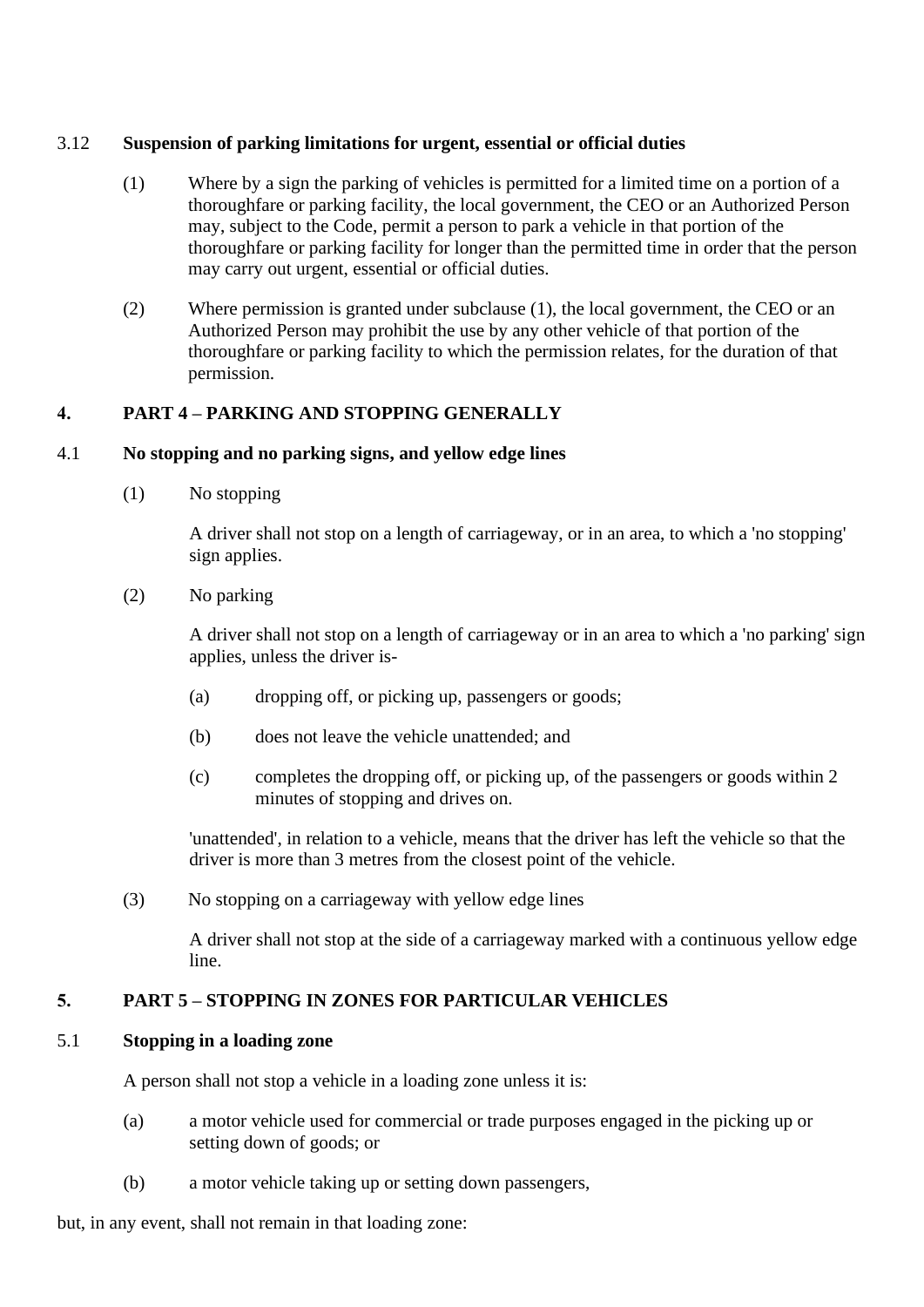### 3.12 Suspension of parking limitations for urgent, essential or official duties

(1) Where by a sign the parking of vehicles is permitted for a limited time on a portion of a thoroughfare or parking facility, the local government, the CEO or an Authorized Person may, subject to the Code, permit a person to park a vehicle in that portion of the thoroughfare or parking facility for longer than the permitted time in order that the person may carry out urgent, essential or official duties.

(2) Where permission is granted under subclause (1), the local government, the CEO or an Authorized Person may prohibit the use by any other vehicle of that portion of the thoroughfare or parking facility to which the permission relates, for the duration of that permission.

## 4. PART 4 – PARKING AND STOPPING GENERALLY

### 4.1 No stopping and no parking signs, and yellow edge lines

(1) No stopping

A driver shall not stop on a length of carriageway, or in an area, to which a 'no stopping' sign applies.

(2) No parking

A driver shall not stop on a length of carriageway or in an area to which a 'no parking' sign applies, unless the driver is-

(a) dropping off, or picking up, passengers or goods;

(b) does not leave the vehicle unattended; and

(c) completes the dropping off, or picking up, of the passengers or goods within 2 minutes of stopping and drives on.

'unattended', in relation to a vehicle, means that the driver has left the vehicle so that the driver is more than 3 metres from the closest point of the vehicle.

(3) No stopping on a carriageway with yellow edge lines

A driver shall not stop at the side of a carriageway marked with a continuous yellow edge line.

## 5. PART 5 – STOPPING IN ZONES FOR PARTICULAR VEHICLES

### 5.1 Stopping in a loading zone

A person shall not stop a vehicle in a loading zone unless it is:

(a) a motor vehicle used for commercial or trade purposes engaged in the picking up or setting down of goods; or

(b) a motor vehicle taking up or setting down passengers,

but, in any event, shall not remain in that loading zone: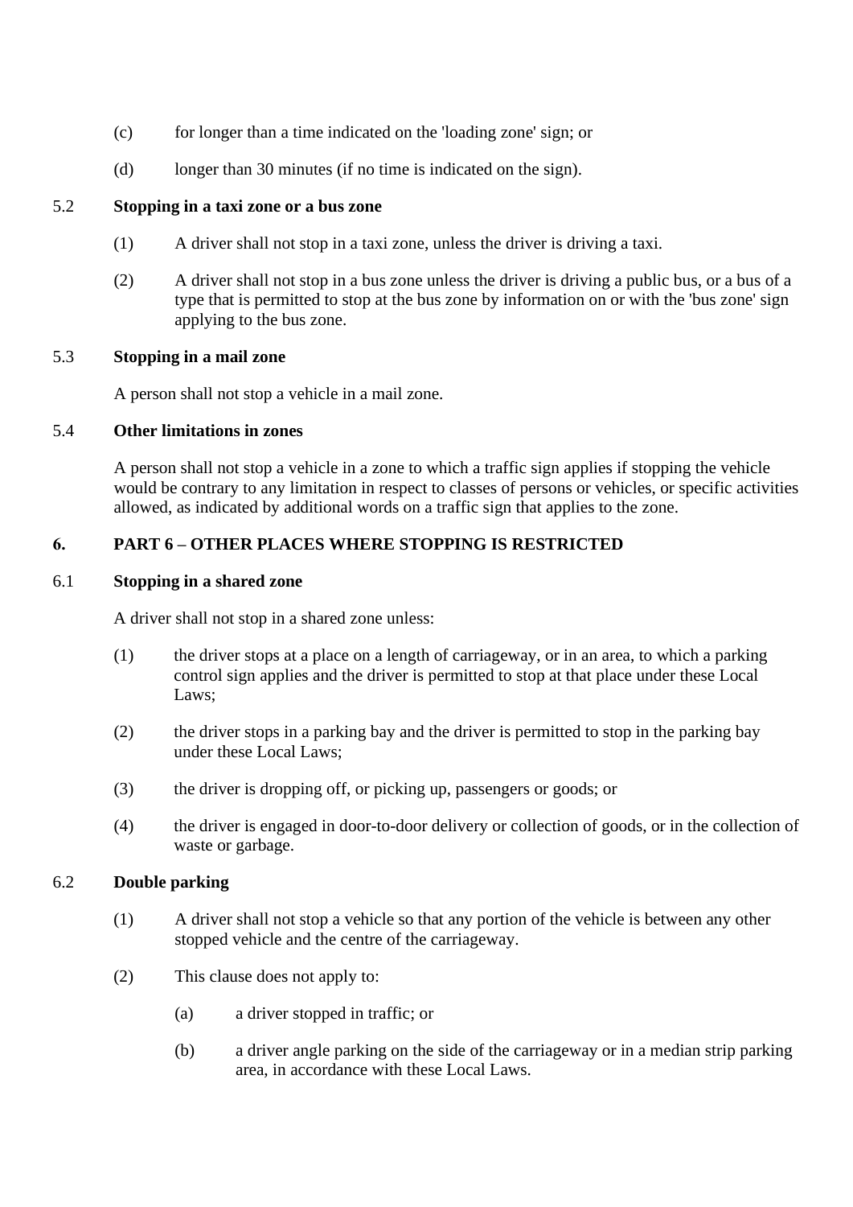(c) for longer than a time indicated on the 'loading zone' sign; or

(d) longer than 30 minutes (if no time is indicated on the sign).

### 5.2 Stopping in a taxi zone or a bus zone

(1) A driver shall not stop in a taxi zone, unless the driver is driving a taxi.

(2) A driver shall not stop in a bus zone unless the driver is driving a public bus, or a bus of a type that is permitted to stop at the bus zone by information on or with the 'bus zone' sign applying to the bus zone.

### 5.3 Stopping in a mail zone

A person shall not stop a vehicle in a mail zone.

### 5.4 Other limitations in zones

A person shall not stop a vehicle in a zone to which a traffic sign applies if stopping the vehicle would be contrary to any limitation in respect to classes of persons or vehicles, or specific activities allowed, as indicated by additional words on a traffic sign that applies to the zone.

## 6. PART 6 – OTHER PLACES WHERE STOPPING IS RESTRICTED

### 6.1 Stopping in a shared zone

A driver shall not stop in a shared zone unless:

(1) the driver stops at a place on a length of carriageway, or in an area, to which a parking control sign applies and the driver is permitted to stop at that place under these Local Laws;

(2) the driver stops in a parking bay and the driver is permitted to stop in the parking bay under these Local Laws;

(3) the driver is dropping off, or picking up, passengers or goods; or

(4) the driver is engaged in door-to-door delivery or collection of goods, or in the collection of waste or garbage.

### 6.2 Double parking

(1) A driver shall not stop a vehicle so that any portion of the vehicle is between any other stopped vehicle and the centre of the carriageway.

(2) This clause does not apply to:

  (a) a driver stopped in traffic; or

  (b) a driver angle parking on the side of the carriageway or in a median strip parking area, in accordance with these Local Laws.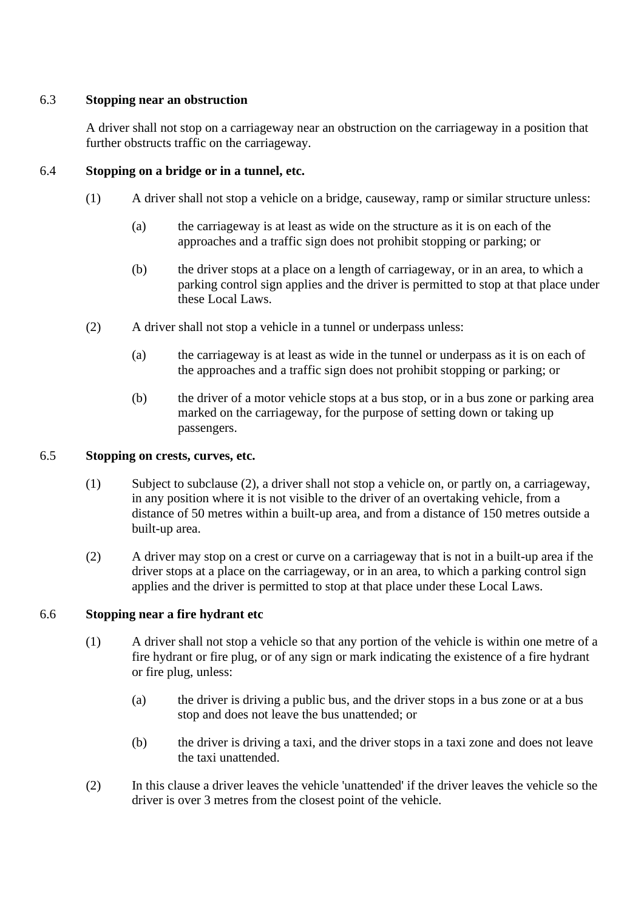### 6.3 Stopping near an obstruction

A driver shall not stop on a carriageway near an obstruction on the carriageway in a position that further obstructs traffic on the carriageway.

### 6.4 Stopping on a bridge or in a tunnel, etc.

(1) A driver shall not stop a vehicle on a bridge, causeway, ramp or similar structure unless:

  (a) the carriageway is at least as wide on the structure as it is on each of the approaches and a traffic sign does not prohibit stopping or parking; or

  (b) the driver stops at a place on a length of carriageway, or in an area, to which a parking control sign applies and the driver is permitted to stop at that place under these Local Laws.

(2) A driver shall not stop a vehicle in a tunnel or underpass unless:

  (a) the carriageway is at least as wide in the tunnel or underpass as it is on each of the approaches and a traffic sign does not prohibit stopping or parking; or

  (b) the driver of a motor vehicle stops at a bus stop, or in a bus zone or parking area marked on the carriageway, for the purpose of setting down or taking up passengers.

### 6.5 Stopping on crests, curves, etc.

(1) Subject to subclause (2), a driver shall not stop a vehicle on, or partly on, a carriageway, in any position where it is not visible to the driver of an overtaking vehicle, from a distance of 50 metres within a built-up area, and from a distance of 150 metres outside a built-up area.

(2) A driver may stop on a crest or curve on a carriageway that is not in a built-up area if the driver stops at a place on the carriageway, or in an area, to which a parking control sign applies and the driver is permitted to stop at that place under these Local Laws.

### 6.6 Stopping near a fire hydrant etc

(1) A driver shall not stop a vehicle so that any portion of the vehicle is within one metre of a fire hydrant or fire plug, or of any sign or mark indicating the existence of a fire hydrant or fire plug, unless:

  (a) the driver is driving a public bus, and the driver stops in a bus zone or at a bus stop and does not leave the bus unattended; or

  (b) the driver is driving a taxi, and the driver stops in a taxi zone and does not leave the taxi unattended.

(2) In this clause a driver leaves the vehicle 'unattended' if the driver leaves the vehicle so the driver is over 3 metres from the closest point of the vehicle.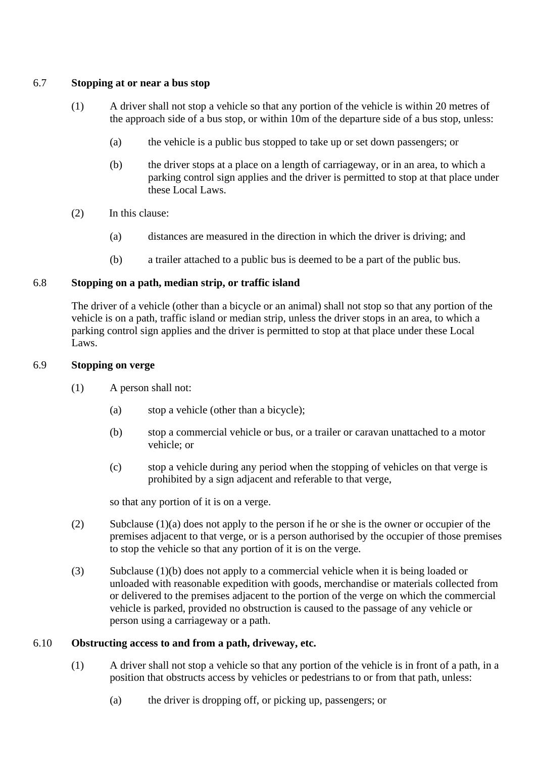### 6.7 Stopping at or near a bus stop

(1) A driver shall not stop a vehicle so that any portion of the vehicle is within 20 metres of the approach side of a bus stop, or within 10m of the departure side of a bus stop, unless:

(a) the vehicle is a public bus stopped to take up or set down passengers; or

(b) the driver stops at a place on a length of carriageway, or in an area, to which a parking control sign applies and the driver is permitted to stop at that place under these Local Laws.

(2) In this clause:

(a) distances are measured in the direction in which the driver is driving; and

(b) a trailer attached to a public bus is deemed to be a part of the public bus.

### 6.8 Stopping on a path, median strip, or traffic island

The driver of a vehicle (other than a bicycle or an animal) shall not stop so that any portion of the vehicle is on a path, traffic island or median strip, unless the driver stops in an area, to which a parking control sign applies and the driver is permitted to stop at that place under these Local Laws.

### 6.9 Stopping on verge

(1) A person shall not:

(a) stop a vehicle (other than a bicycle);

(b) stop a commercial vehicle or bus, or a trailer or caravan unattached to a motor vehicle; or

(c) stop a vehicle during any period when the stopping of vehicles on that verge is prohibited by a sign adjacent and referable to that verge,

so that any portion of it is on a verge.

(2) Subclause (1)(a) does not apply to the person if he or she is the owner or occupier of the premises adjacent to that verge, or is a person authorised by the occupier of those premises to stop the vehicle so that any portion of it is on the verge.

(3) Subclause (1)(b) does not apply to a commercial vehicle when it is being loaded or unloaded with reasonable expedition with goods, merchandise or materials collected from or delivered to the premises adjacent to the portion of the verge on which the commercial vehicle is parked, provided no obstruction is caused to the passage of any vehicle or person using a carriageway or a path.

### 6.10 Obstructing access to and from a path, driveway, etc.

(1) A driver shall not stop a vehicle so that any portion of the vehicle is in front of a path, in a position that obstructs access by vehicles or pedestrians to or from that path, unless:

(a) the driver is dropping off, or picking up, passengers; or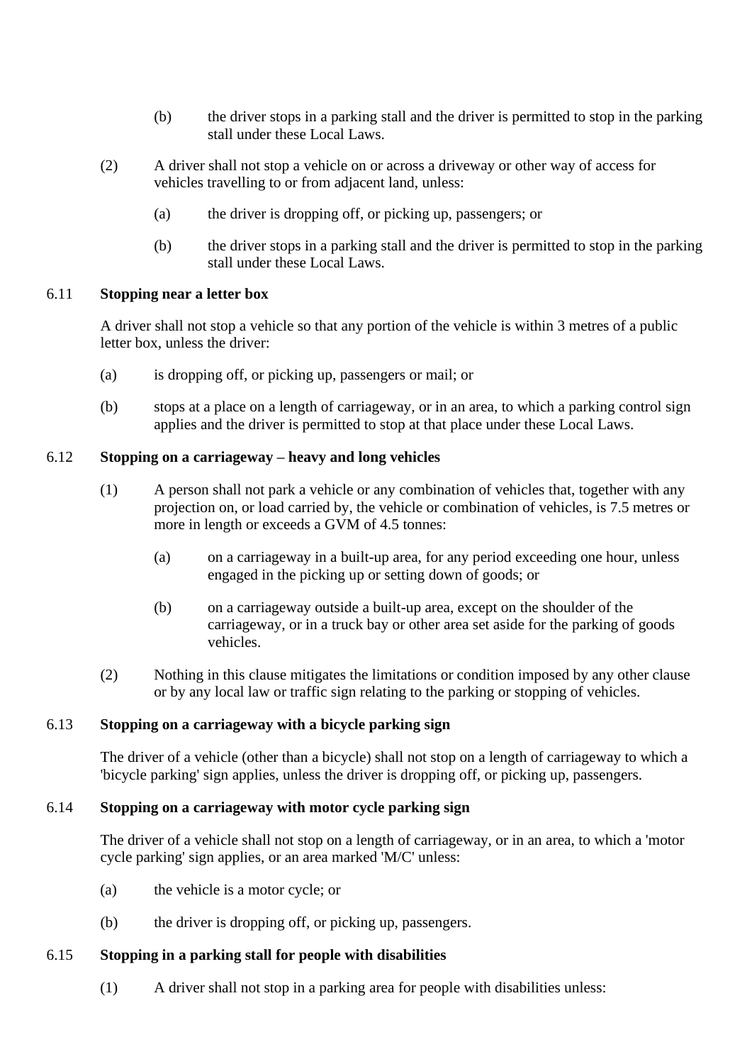(b) the driver stops in a parking stall and the driver is permitted to stop in the parking stall under these Local Laws.

(2) A driver shall not stop a vehicle on or across a driveway or other way of access for vehicles travelling to or from adjacent land, unless:

(a) the driver is dropping off, or picking up, passengers; or

(b) the driver stops in a parking stall and the driver is permitted to stop in the parking stall under these Local Laws.

### 6.11 Stopping near a letter box

A driver shall not stop a vehicle so that any portion of the vehicle is within 3 metres of a public letter box, unless the driver:

(a) is dropping off, or picking up, passengers or mail; or

(b) stops at a place on a length of carriageway, or in an area, to which a parking control sign applies and the driver is permitted to stop at that place under these Local Laws.

### 6.12 Stopping on a carriageway – heavy and long vehicles

(1) A person shall not park a vehicle or any combination of vehicles that, together with any projection on, or load carried by, the vehicle or combination of vehicles, is 7.5 metres or more in length or exceeds a GVM of 4.5 tonnes:

(a) on a carriageway in a built-up area, for any period exceeding one hour, unless engaged in the picking up or setting down of goods; or

(b) on a carriageway outside a built-up area, except on the shoulder of the carriageway, or in a truck bay or other area set aside for the parking of goods vehicles.

(2) Nothing in this clause mitigates the limitations or condition imposed by any other clause or by any local law or traffic sign relating to the parking or stopping of vehicles.

### 6.13 Stopping on a carriageway with a bicycle parking sign

The driver of a vehicle (other than a bicycle) shall not stop on a length of carriageway to which a 'bicycle parking' sign applies, unless the driver is dropping off, or picking up, passengers.

### 6.14 Stopping on a carriageway with motor cycle parking sign

The driver of a vehicle shall not stop on a length of carriageway, or in an area, to which a 'motor cycle parking' sign applies, or an area marked 'M/C' unless:

(a) the vehicle is a motor cycle; or

(b) the driver is dropping off, or picking up, passengers.

### 6.15 Stopping in a parking stall for people with disabilities

(1) A driver shall not stop in a parking area for people with disabilities unless: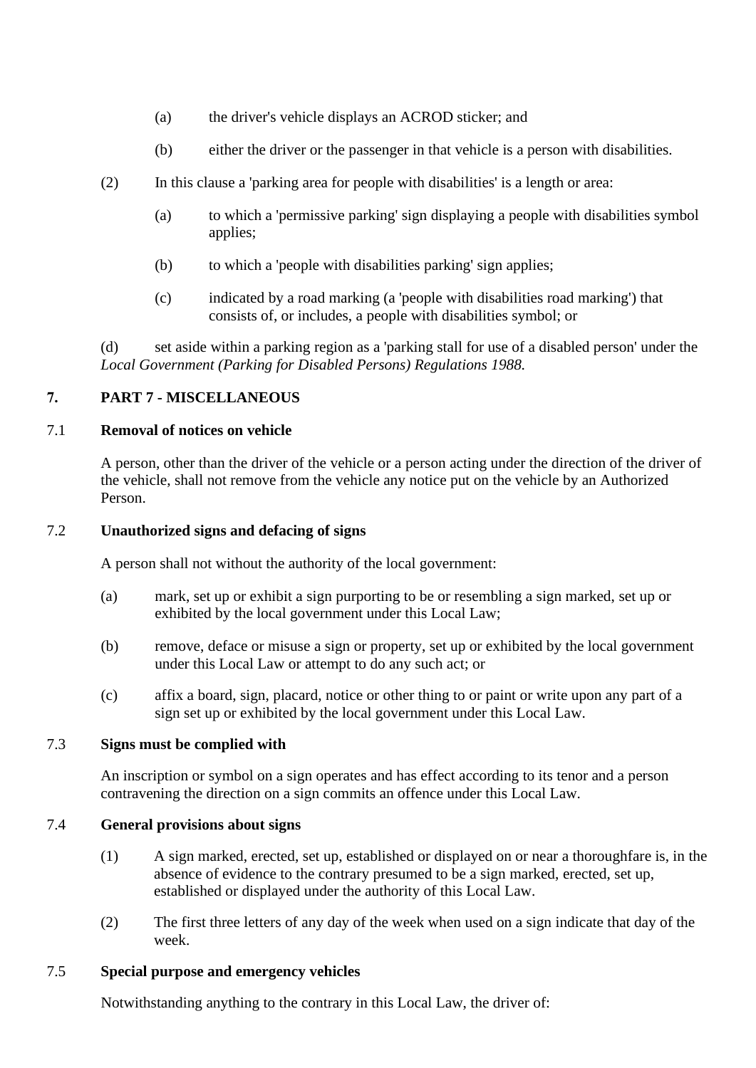(a) the driver's vehicle displays an ACROD sticker; and

(b) either the driver or the passenger in that vehicle is a person with disabilities.

(2) In this clause a 'parking area for people with disabilities' is a length or area:

(a) to which a 'permissive parking' sign displaying a people with disabilities symbol applies;

(b) to which a 'people with disabilities parking' sign applies;

(c) indicated by a road marking (a 'people with disabilities road marking') that consists of, or includes, a people with disabilities symbol; or

(d) set aside within a parking region as a 'parking stall for use of a disabled person' under the *Local Government (Parking for Disabled Persons) Regulations 1988.*

## 7. PART 7 - MISCELLANEOUS

### 7.1 Removal of notices on vehicle

A person, other than the driver of the vehicle or a person acting under the direction of the driver of the vehicle, shall not remove from the vehicle any notice put on the vehicle by an Authorized Person.

### 7.2 Unauthorized signs and defacing of signs

A person shall not without the authority of the local government:

(a) mark, set up or exhibit a sign purporting to be or resembling a sign marked, set up or exhibited by the local government under this Local Law;

(b) remove, deface or misuse a sign or property, set up or exhibited by the local government under this Local Law or attempt to do any such act; or

(c) affix a board, sign, placard, notice or other thing to or paint or write upon any part of a sign set up or exhibited by the local government under this Local Law.

### 7.3 Signs must be complied with

An inscription or symbol on a sign operates and has effect according to its tenor and a person contravening the direction on a sign commits an offence under this Local Law.

### 7.4 General provisions about signs

(1) A sign marked, erected, set up, established or displayed on or near a thoroughfare is, in the absence of evidence to the contrary presumed to be a sign marked, erected, set up, established or displayed under the authority of this Local Law.

(2) The first three letters of any day of the week when used on a sign indicate that day of the week.

### 7.5 Special purpose and emergency vehicles

Notwithstanding anything to the contrary in this Local Law, the driver of: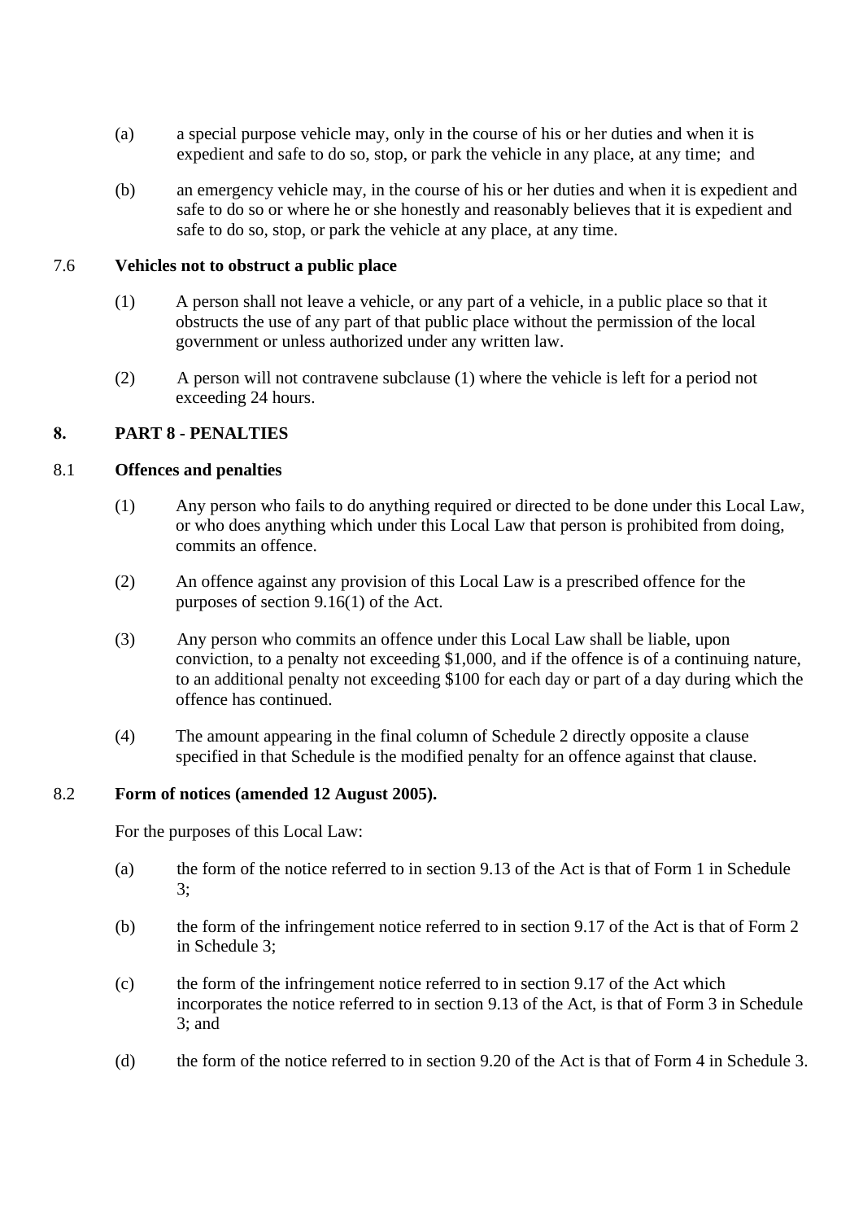(a) a special purpose vehicle may, only in the course of his or her duties and when it is expedient and safe to do so, stop, or park the vehicle in any place, at any time; and

(b) an emergency vehicle may, in the course of his or her duties and when it is expedient and safe to do so or where he or she honestly and reasonably believes that it is expedient and safe to do so, stop, or park the vehicle at any place, at any time.

### 7.6 Vehicles not to obstruct a public place

(1) A person shall not leave a vehicle, or any part of a vehicle, in a public place so that it obstructs the use of any part of that public place without the permission of the local government or unless authorized under any written law.

(2) A person will not contravene subclause (1) where the vehicle is left for a period not exceeding 24 hours.

## 8. PART 8 - PENALTIES

### 8.1 Offences and penalties

(1) Any person who fails to do anything required or directed to be done under this Local Law, or who does anything which under this Local Law that person is prohibited from doing, commits an offence.

(2) An offence against any provision of this Local Law is a prescribed offence for the purposes of section 9.16(1) of the Act.

(3) Any person who commits an offence under this Local Law shall be liable, upon conviction, to a penalty not exceeding $1,000, and if the offence is of a continuing nature, to an additional penalty not exceeding $100 for each day or part of a day during which the offence has continued.

(4) The amount appearing in the final column of Schedule 2 directly opposite a clause specified in that Schedule is the modified penalty for an offence against that clause.

### 8.2 Form of notices (amended 12 August 2005).

For the purposes of this Local Law:

(a) the form of the notice referred to in section 9.13 of the Act is that of Form 1 in Schedule 3;

(b) the form of the infringement notice referred to in section 9.17 of the Act is that of Form 2 in Schedule 3;

(c) the form of the infringement notice referred to in section 9.17 of the Act which incorporates the notice referred to in section 9.13 of the Act, is that of Form 3 in Schedule 3; and

(d) the form of the notice referred to in section 9.20 of the Act is that of Form 4 in Schedule 3.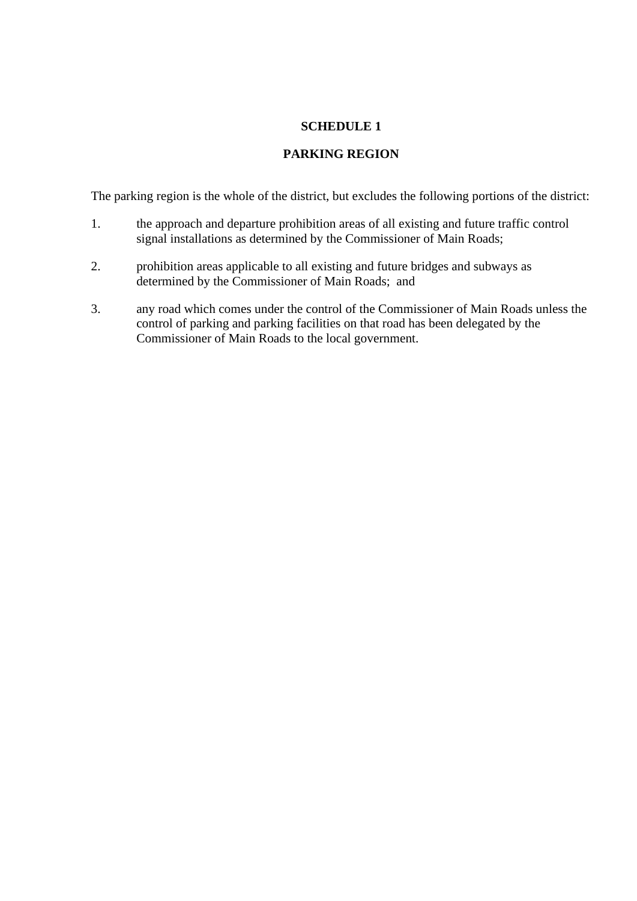# SCHEDULE 1

## PARKING REGION

The parking region is the whole of the district, but excludes the following portions of the district:

1. the approach and departure prohibition areas of all existing and future traffic control signal installations as determined by the Commissioner of Main Roads;

2. prohibition areas applicable to all existing and future bridges and subways as determined by the Commissioner of Main Roads; and

3. any road which comes under the control of the Commissioner of Main Roads unless the control of parking and parking facilities on that road has been delegated by the Commissioner of Main Roads to the local government.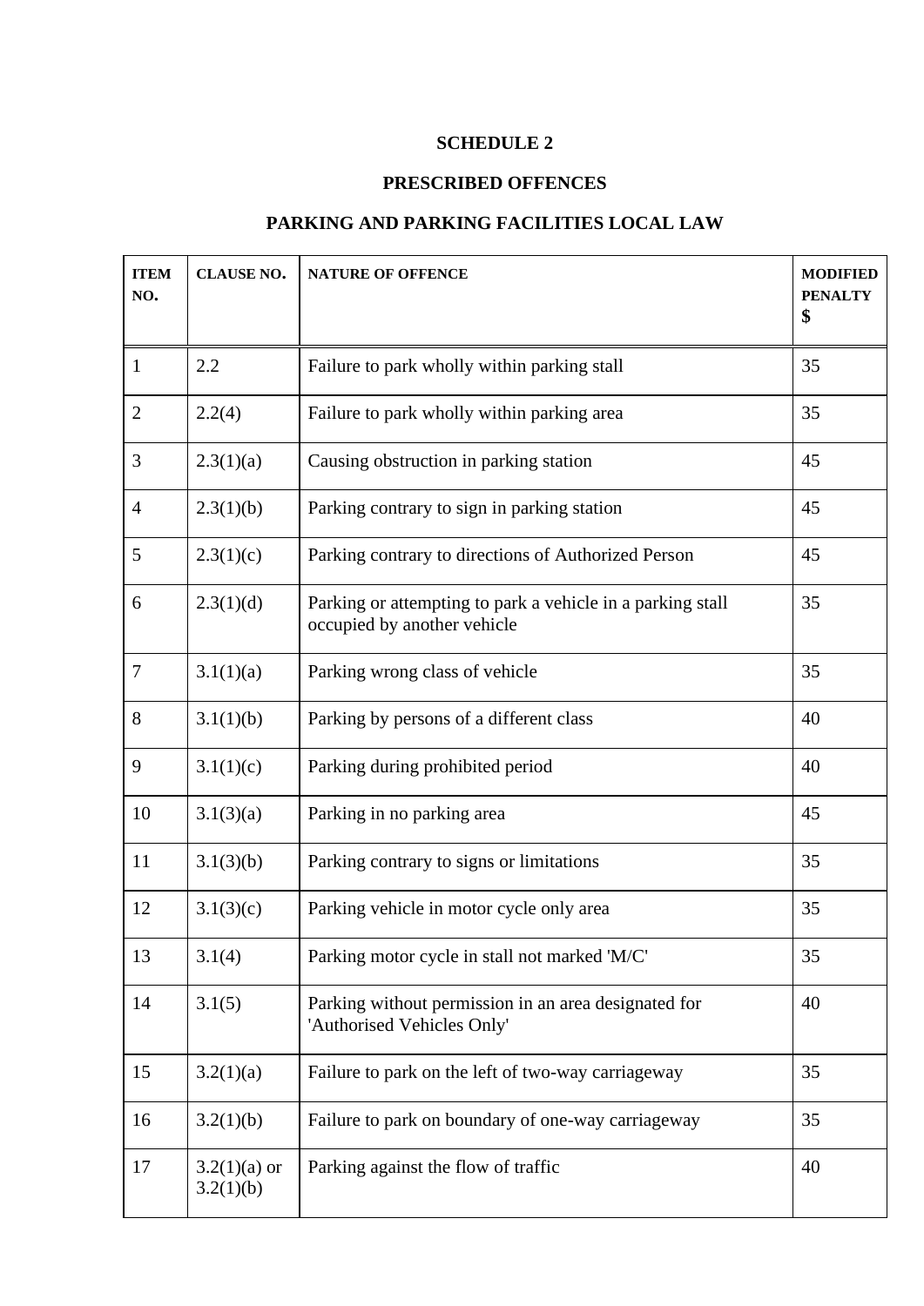# SCHEDULE 2

## PRESCRIBED OFFENCES

## PARKING AND PARKING FACILITIES LOCAL LAW

| ITEM NO. | CLAUSE NO. | NATURE OF OFFENCE | MODIFIED PENALTY $ |
|---|---|---|---|
| 1 | 2.2 | Failure to park wholly within parking stall | 35 |
| 2 | 2.2(4) | Failure to park wholly within parking area | 35 |
| 3 | 2.3(1)(a) | Causing obstruction in parking station | 45 |
| 4 | 2.3(1)(b) | Parking contrary to sign in parking station | 45 |
| 5 | 2.3(1)(c) | Parking contrary to directions of Authorized Person | 45 |
| 6 | 2.3(1)(d) | Parking or attempting to park a vehicle in a parking stall occupied by another vehicle | 35 |
| 7 | 3.1(1)(a) | Parking wrong class of vehicle | 35 |
| 8 | 3.1(1)(b) | Parking by persons of a different class | 40 |
| 9 | 3.1(1)(c) | Parking during prohibited period | 40 |
| 10 | 3.1(3)(a) | Parking in no parking area | 45 |
| 11 | 3.1(3)(b) | Parking contrary to signs or limitations | 35 |
| 12 | 3.1(3)(c) | Parking vehicle in motor cycle only area | 35 |
| 13 | 3.1(4) | Parking motor cycle in stall not marked 'M/C' | 35 |
| 14 | 3.1(5) | Parking without permission in an area designated for 'Authorised Vehicles Only' | 40 |
| 15 | 3.2(1)(a) | Failure to park on the left of two-way carriageway | 35 |
| 16 | 3.2(1)(b) | Failure to park on boundary of one-way carriageway | 35 |
| 17 | 3.2(1)(a) or 3.2(1)(b) | Parking against the flow of traffic | 40 |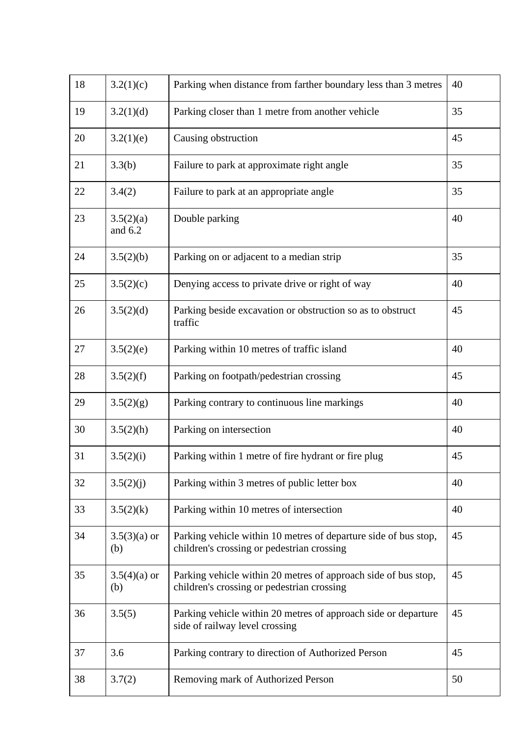| 18 | 3.2(1)(c) | Parking when distance from farther boundary less than 3 metres | 40 |
|---|---|---|---|
| 19 | 3.2(1)(d) | Parking closer than 1 metre from another vehicle | 35 |
| 20 | 3.2(1)(e) | Causing obstruction | 45 |
| 21 | 3.3(b) | Failure to park at approximate right angle | 35 |
| 22 | 3.4(2) | Failure to park at an appropriate angle | 35 |
| 23 | 3.5(2)(a) and 6.2 | Double parking | 40 |
| 24 | 3.5(2)(b) | Parking on or adjacent to a median strip | 35 |
| 25 | 3.5(2)(c) | Denying access to private drive or right of way | 40 |
| 26 | 3.5(2)(d) | Parking beside excavation or obstruction so as to obstruct traffic | 45 |
| 27 | 3.5(2)(e) | Parking within 10 metres of traffic island | 40 |
| 28 | 3.5(2)(f) | Parking on footpath/pedestrian crossing | 45 |
| 29 | 3.5(2)(g) | Parking contrary to continuous line markings | 40 |
| 30 | 3.5(2)(h) | Parking on intersection | 40 |
| 31 | 3.5(2)(i) | Parking within 1 metre of fire hydrant or fire plug | 45 |
| 32 | 3.5(2)(j) | Parking within 3 metres of public letter box | 40 |
| 33 | 3.5(2)(k) | Parking within 10 metres of intersection | 40 |
| 34 | 3.5(3)(a) or (b) | Parking vehicle within 10 metres of departure side of bus stop, children's crossing or pedestrian crossing | 45 |
| 35 | 3.5(4)(a) or (b) | Parking vehicle within 20 metres of approach side of bus stop, children's crossing or pedestrian crossing | 45 |
| 36 | 3.5(5) | Parking vehicle within 20 metres of approach side or departure side of railway level crossing | 45 |
| 37 | 3.6 | Parking contrary to direction of Authorized Person | 45 |
| 38 | 3.7(2) | Removing mark of Authorized Person | 50 |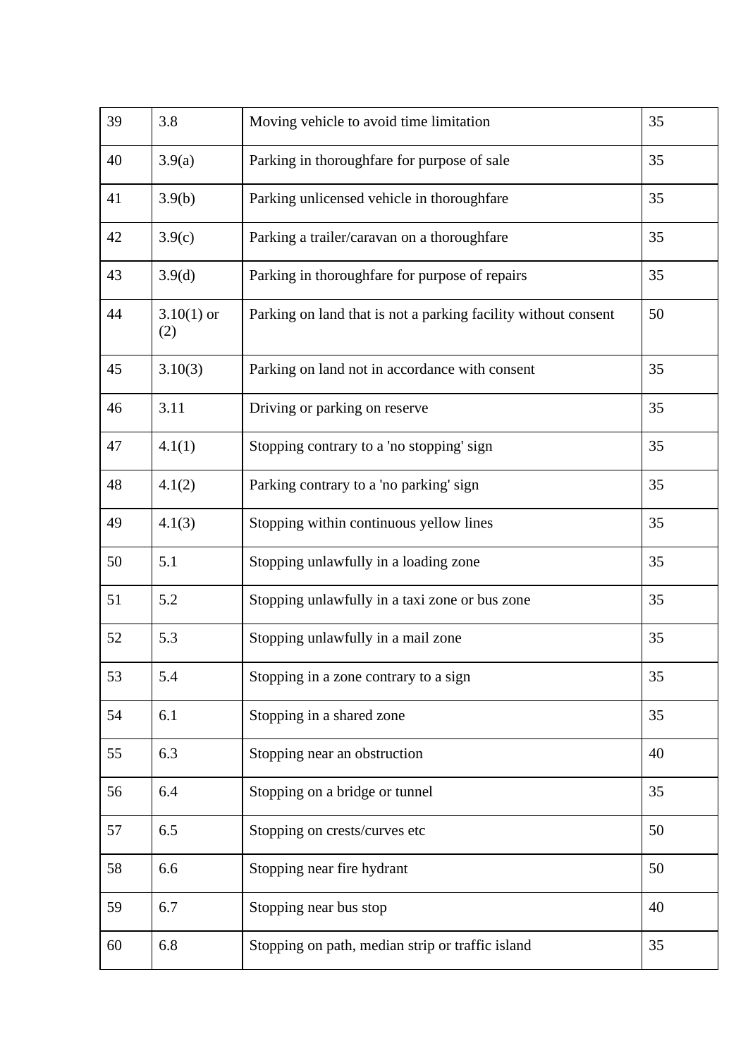| 39 | 3.8 | Moving vehicle to avoid time limitation | 35 |
|---|---|---|---|
| 40 | 3.9(a) | Parking in thoroughfare for purpose of sale | 35 |
| 41 | 3.9(b) | Parking unlicensed vehicle in thoroughfare | 35 |
| 42 | 3.9(c) | Parking a trailer/caravan on a thoroughfare | 35 |
| 43 | 3.9(d) | Parking in thoroughfare for purpose of repairs | 35 |
| 44 | 3.10(1) or (2) | Parking on land that is not a parking facility without consent | 50 |
| 45 | 3.10(3) | Parking on land not in accordance with consent | 35 |
| 46 | 3.11 | Driving or parking on reserve | 35 |
| 47 | 4.1(1) | Stopping contrary to a 'no stopping' sign | 35 |
| 48 | 4.1(2) | Parking contrary to a 'no parking' sign | 35 |
| 49 | 4.1(3) | Stopping within continuous yellow lines | 35 |
| 50 | 5.1 | Stopping unlawfully in a loading zone | 35 |
| 51 | 5.2 | Stopping unlawfully in a taxi zone or bus zone | 35 |
| 52 | 5.3 | Stopping unlawfully in a mail zone | 35 |
| 53 | 5.4 | Stopping in a zone contrary to a sign | 35 |
| 54 | 6.1 | Stopping in a shared zone | 35 |
| 55 | 6.3 | Stopping near an obstruction | 40 |
| 56 | 6.4 | Stopping on a bridge or tunnel | 35 |
| 57 | 6.5 | Stopping on crests/curves etc | 50 |
| 58 | 6.6 | Stopping near fire hydrant | 50 |
| 59 | 6.7 | Stopping near bus stop | 40 |
| 60 | 6.8 | Stopping on path, median strip or traffic island | 35 |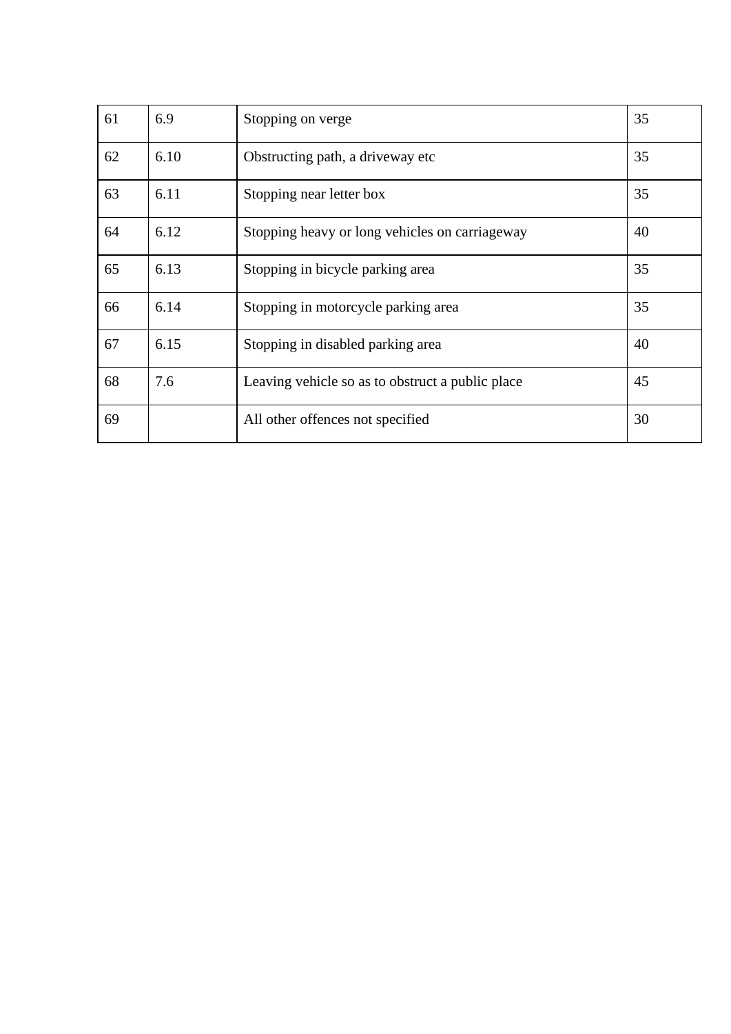| 61 | 6.9 | Stopping on verge | 35 |
|---|---|---|---|
| 62 | 6.10 | Obstructing path, a driveway etc | 35 |
| 63 | 6.11 | Stopping near letter box | 35 |
| 64 | 6.12 | Stopping heavy or long vehicles on carriageway | 40 |
| 65 | 6.13 | Stopping in bicycle parking area | 35 |
| 66 | 6.14 | Stopping in motorcycle parking area | 35 |
| 67 | 6.15 | Stopping in disabled parking area | 40 |
| 68 | 7.6 | Leaving vehicle so as to obstruct a public place | 45 |
| 69 | | All other offences not specified | 30 |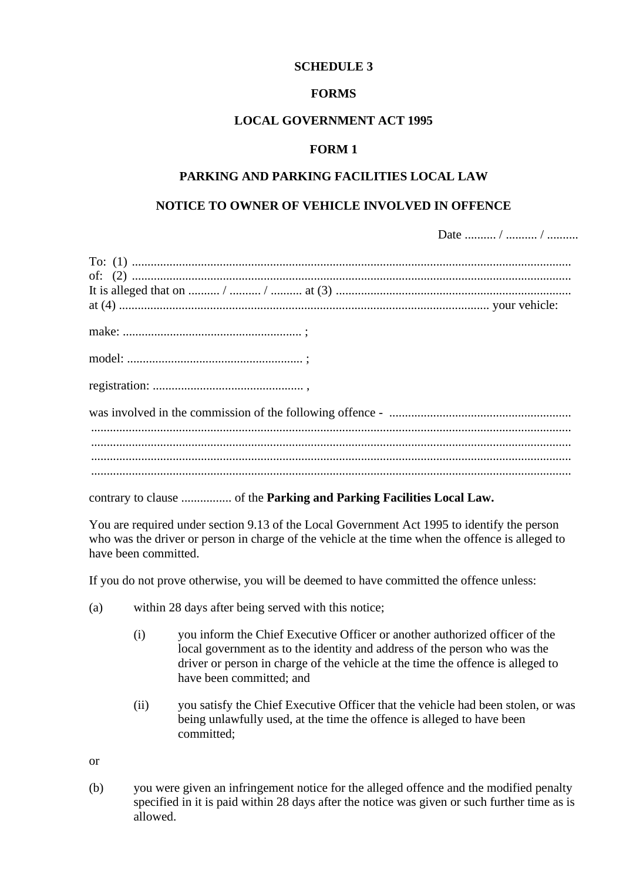**SCHEDULE 3**

**FORMS**

**LOCAL GOVERNMENT ACT 1995**

**FORM 1**

**PARKING AND PARKING FACILITIES LOCAL LAW**

**NOTICE TO OWNER OF VEHICLE INVOLVED IN OFFENCE**

Date .......... / .......... / ..........

To: (1) ..........................................................................................................................................
of: (2) ..........................................................................................................................................
It is alleged that on .......... / .......... / .......... at (3) ..........................................................................
at (4) .................................................................................................................... your vehicle:

make: ......................................................... ;

model: ........................................................ ;

registration: ................................................ ,

was involved in the commission of the following offence - .........................................................
.......................................................................................................................................................
.......................................................................................................................................................
.......................................................................................................................................................
.......................................................................................................................................................

contrary to clause ................ of the **Parking and Parking Facilities Local Law.**

You are required under section 9.13 of the Local Government Act 1995 to identify the person who was the driver or person in charge of the vehicle at the time when the offence is alleged to have been committed.

If you do not prove otherwise, you will be deemed to have committed the offence unless:

(a) within 28 days after being served with this notice;

  (i) you inform the Chief Executive Officer or another authorized officer of the local government as to the identity and address of the person who was the driver or person in charge of the vehicle at the time the offence is alleged to have been committed; and

  (ii) you satisfy the Chief Executive Officer that the vehicle had been stolen, or was being unlawfully used, at the time the offence is alleged to have been committed;

or

(b) you were given an infringement notice for the alleged offence and the modified penalty specified in it is paid within 28 days after the notice was given or such further time as is allowed.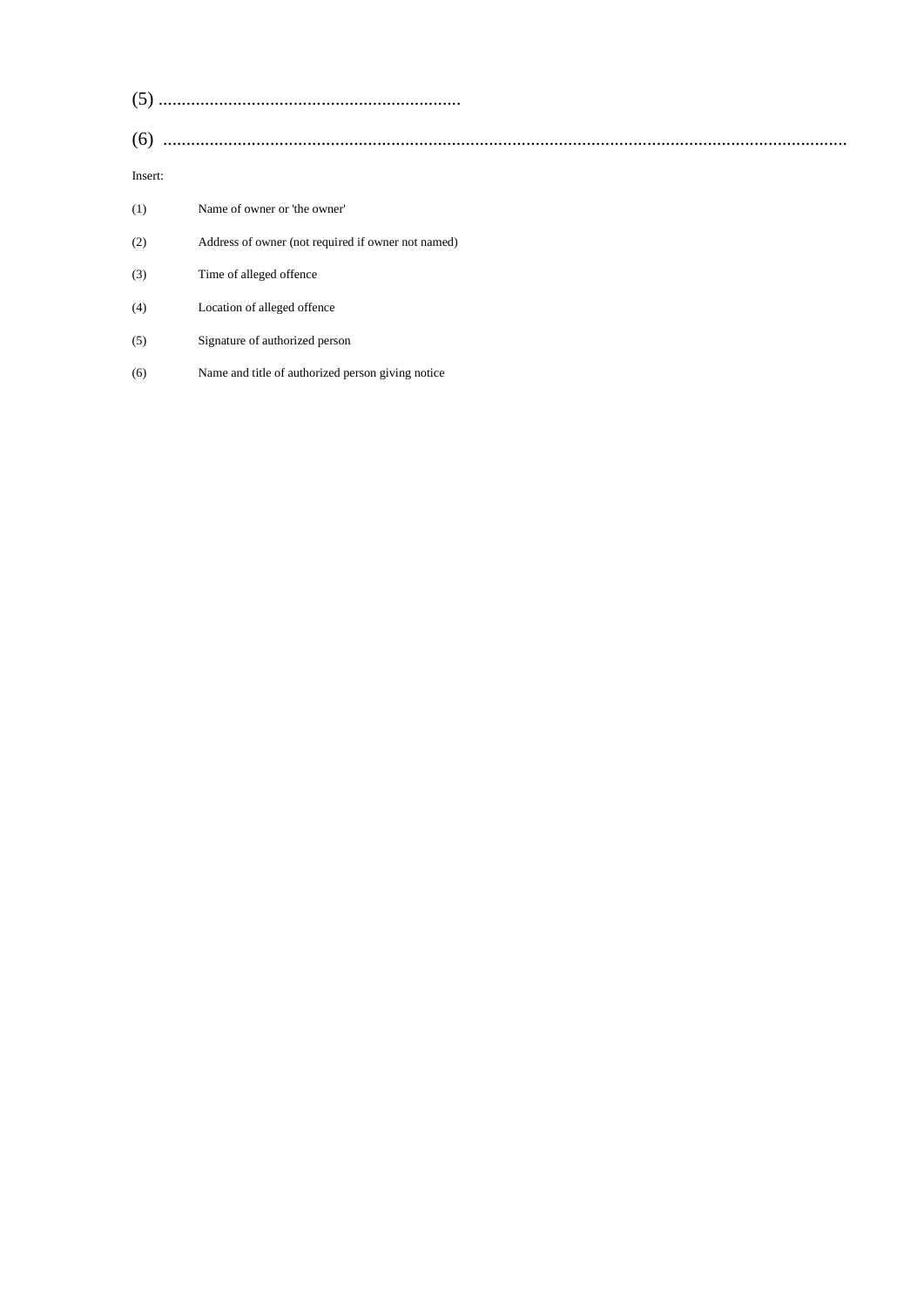(5) ..................................................................

(6) ...................................................................................................................................................

Insert:

| | |
|---|---|
| (1) | Name of owner or 'the owner' |
| (2) | Address of owner (not required if owner not named) |
| (3) | Time of alleged offence |
| (4) | Location of alleged offence |
| (5) | Signature of authorized person |
| (6) | Name and title of authorized person giving notice |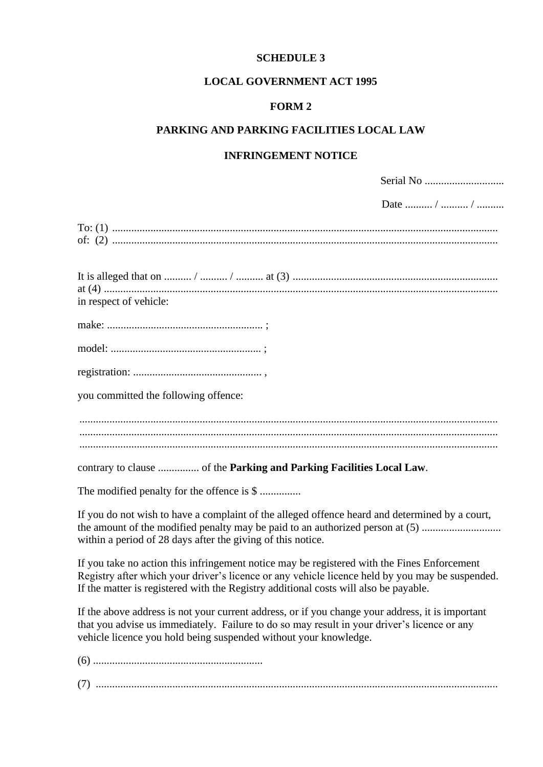**SCHEDULE 3**

**LOCAL GOVERNMENT ACT 1995**

**FORM 2**

**PARKING AND PARKING FACILITIES LOCAL LAW**

**INFRINGEMENT NOTICE**

Serial No .............................

Date .......... / .......... / ..........

To: (1) ..........................................................................................................................................
of: (2) ..........................................................................................................................................

It is alleged that on .......... / .......... / .......... at (3) ..........................................................................
at (4) ..............................................................................................................................................
in respect of vehicle:

make: ......................................................... ;

model: ....................................................... ;

registration: ............................................... ,

you committed the following offence:

.......................................................................................................................................................
.......................................................................................................................................................
.......................................................................................................................................................

contrary to clause ............... of the **Parking and Parking Facilities Local Law**.

The modified penalty for the offence is $ ...............

If you do not wish to have a complaint of the alleged offence heard and determined by a court, the amount of the modified penalty may be paid to an authorized person at (5) ............................ within a period of 28 days after the giving of this notice.

If you take no action this infringement notice may be registered with the Fines Enforcement Registry after which your driver's licence or any vehicle licence held by you may be suspended. If the matter is registered with the Registry additional costs will also be payable.

If the above address is not your current address, or if you change your address, it is important that you advise us immediately. Failure to do so may result in your driver's licence or any vehicle licence you hold being suspended without your knowledge.

(6) .............................................................

(7) ..................................................................................................................................................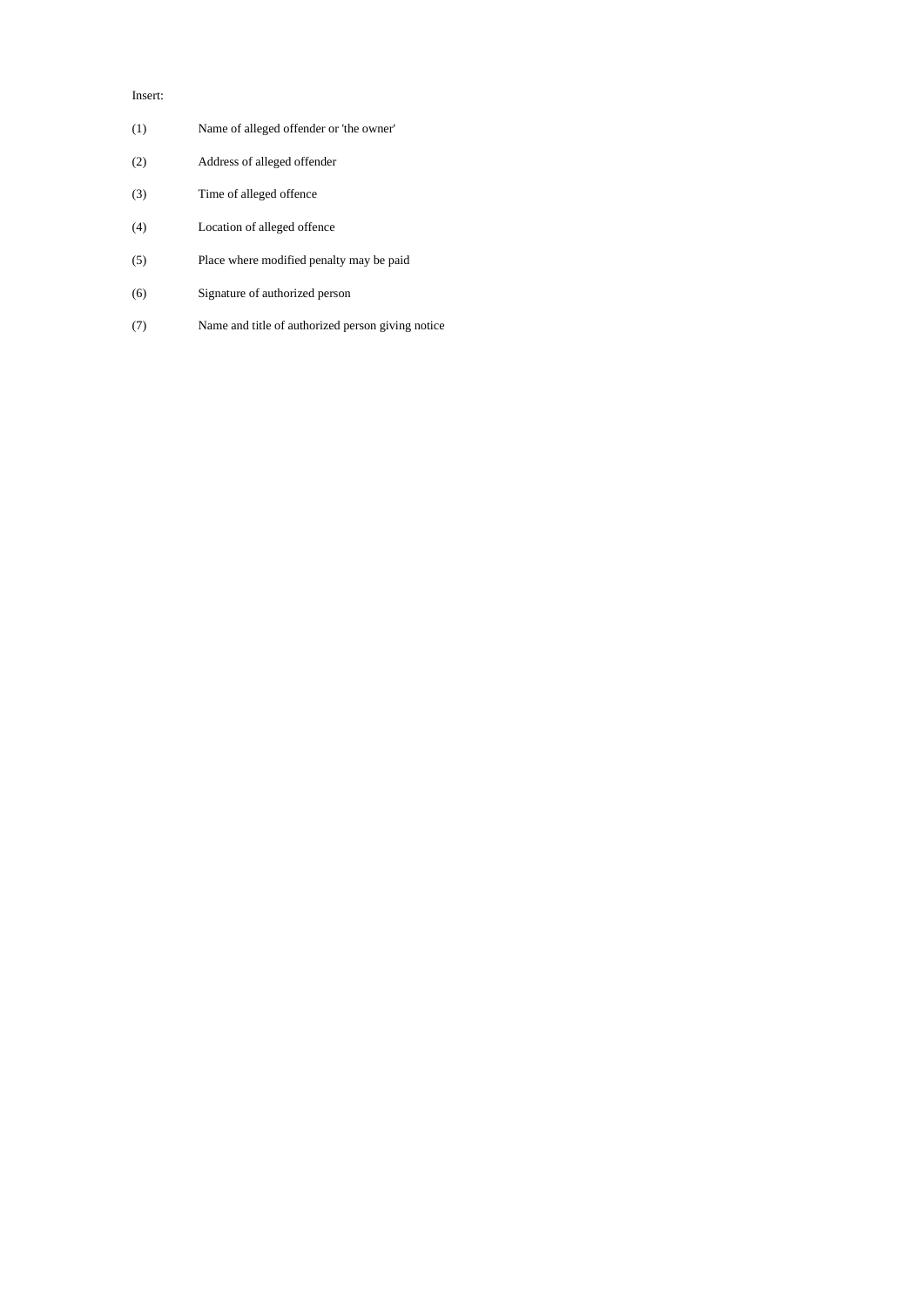Insert:

(1) Name of alleged offender or 'the owner'

(2) Address of alleged offender

(3) Time of alleged offence

(4) Location of alleged offence

(5) Place where modified penalty may be paid

(6) Signature of authorized person

(7) Name and title of authorized person giving notice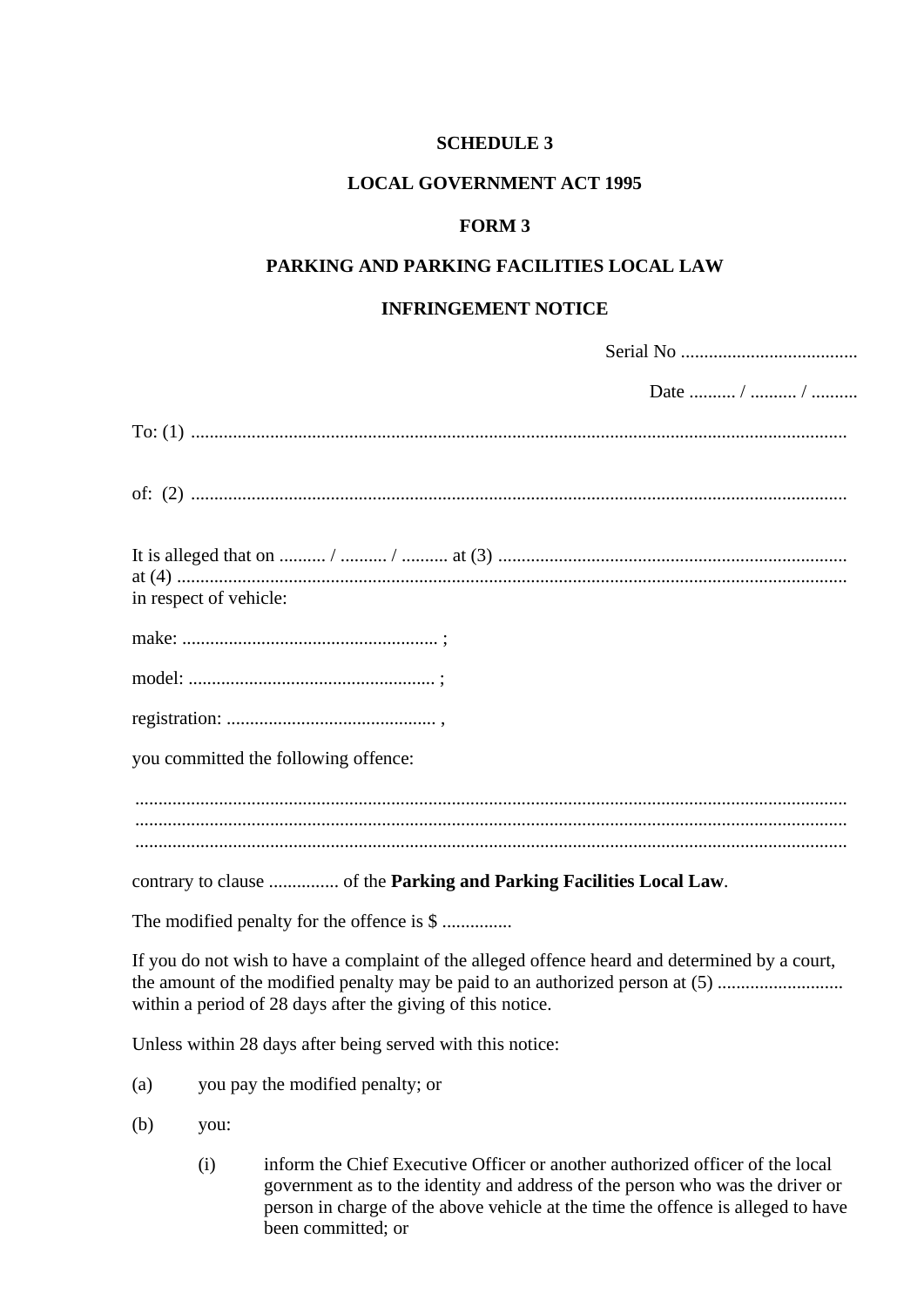**SCHEDULE 3**

**LOCAL GOVERNMENT ACT 1995**

**FORM 3**

**PARKING AND PARKING FACILITIES LOCAL LAW**

**INFRINGEMENT NOTICE**

Serial No ......................................

Date .......... / .......... / ..........

To: (1) ............................................................................................................................................

of: (2) ............................................................................................................................................

It is alleged that on .......... / .......... / .......... at (3) ...........................................................................
at (4) ...............................................................................................................................................
in respect of vehicle:

make: ....................................................... ;

model: ..................................................... ;

registration: ............................................. ,

you committed the following offence:

.......................................................................................................................................................
.......................................................................................................................................................
.......................................................................................................................................................

contrary to clause ............... of the **Parking and Parking Facilities Local Law**.

The modified penalty for the offence is $ ...............

If you do not wish to have a complaint of the alleged offence heard and determined by a court, the amount of the modified penalty may be paid to an authorized person at (5) ........................... within a period of 28 days after the giving of this notice.

Unless within 28 days after being served with this notice:

(a) you pay the modified penalty; or

(b) you:

(i) inform the Chief Executive Officer or another authorized officer of the local government as to the identity and address of the person who was the driver or person in charge of the above vehicle at the time the offence is alleged to have been committed; or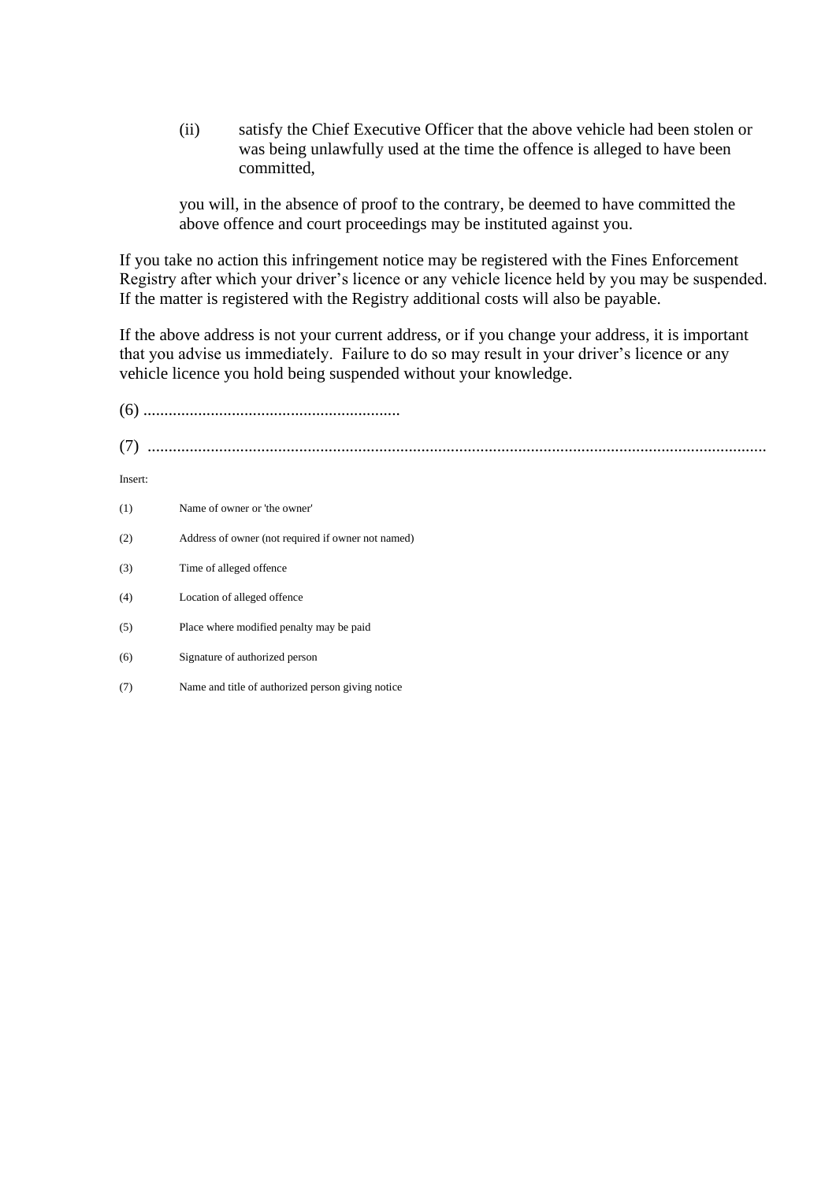(ii) satisfy the Chief Executive Officer that the above vehicle had been stolen or was being unlawfully used at the time the offence is alleged to have been committed,

you will, in the absence of proof to the contrary, be deemed to have committed the above offence and court proceedings may be instituted against you.

If you take no action this infringement notice may be registered with the Fines Enforcement Registry after which your driver's licence or any vehicle licence held by you may be suspended. If the matter is registered with the Registry additional costs will also be payable.

If the above address is not your current address, or if you change your address, it is important that you advise us immediately. Failure to do so may result in your driver's licence or any vehicle licence you hold being suspended without your knowledge.

(6) ............................................................

(7) ..................................................................................................................................................

Insert:

(1) Name of owner or 'the owner'

(2) Address of owner (not required if owner not named)

(3) Time of alleged offence

(4) Location of alleged offence

(5) Place where modified penalty may be paid

(6) Signature of authorized person

(7) Name and title of authorized person giving notice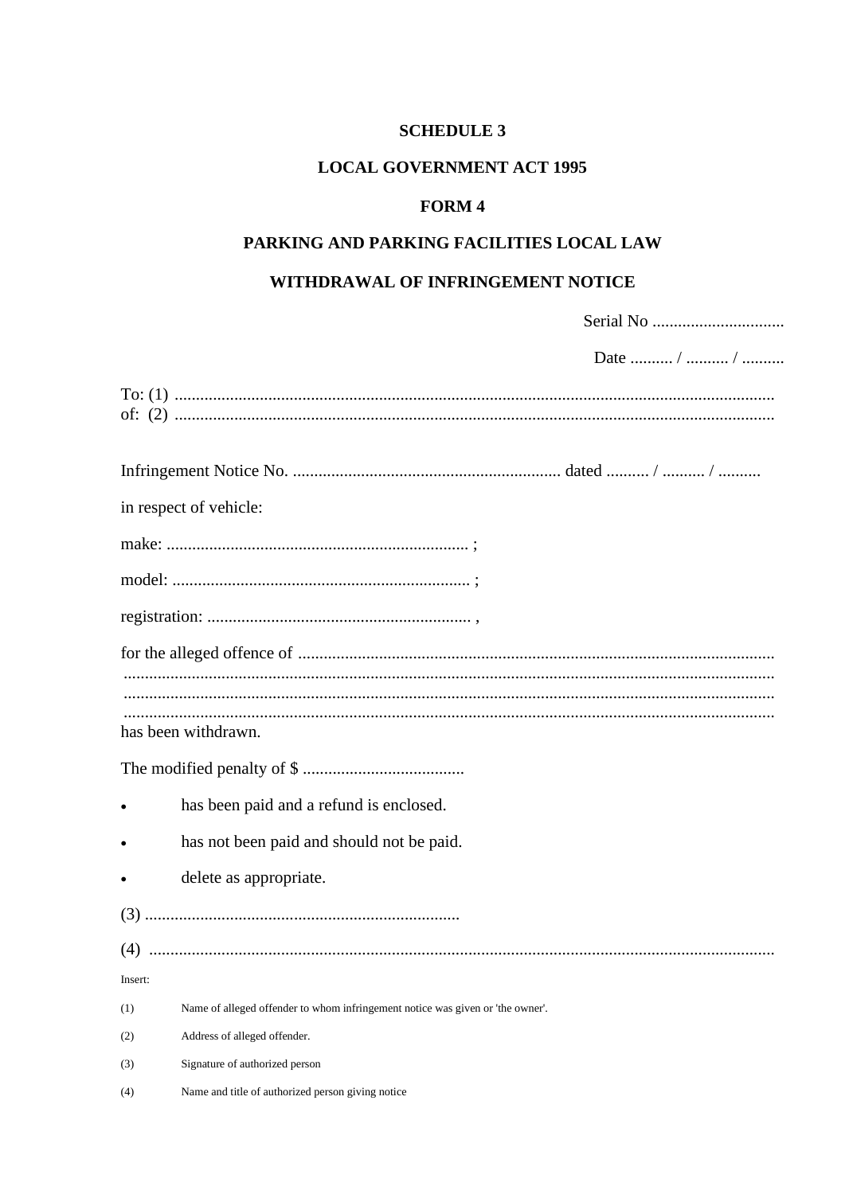**SCHEDULE 3**

**LOCAL GOVERNMENT ACT 1995**

**FORM 4**

**PARKING AND PARKING FACILITIES LOCAL LAW**

**WITHDRAWAL OF INFRINGEMENT NOTICE**

Serial No ...............................

Date .......... / .......... / ..........

To: (1) ..........................................................................................................................................
of: (2) ..........................................................................................................................................

Infringement Notice No. ............................................................... dated .......... / .......... / ..........

in respect of vehicle:

make: ....................................................................... ;

model: ...................................................................... ;

registration: .............................................................. ,

for the alleged offence of ...............................................................................................................
.......................................................................................................................................................
.......................................................................................................................................................
.......................................................................................................................................................
has been withdrawn.

The modified penalty of $ ......................................

- has been paid and a refund is enclosed.
- has not been paid and should not be paid.
- delete as appropriate.

(3) ..........................................................................

(4) .................................................................................................................................................

Insert:

(1) Name of alleged offender to whom infringement notice was given or 'the owner'.

(2) Address of alleged offender.

(3) Signature of authorized person

(4) Name and title of authorized person giving notice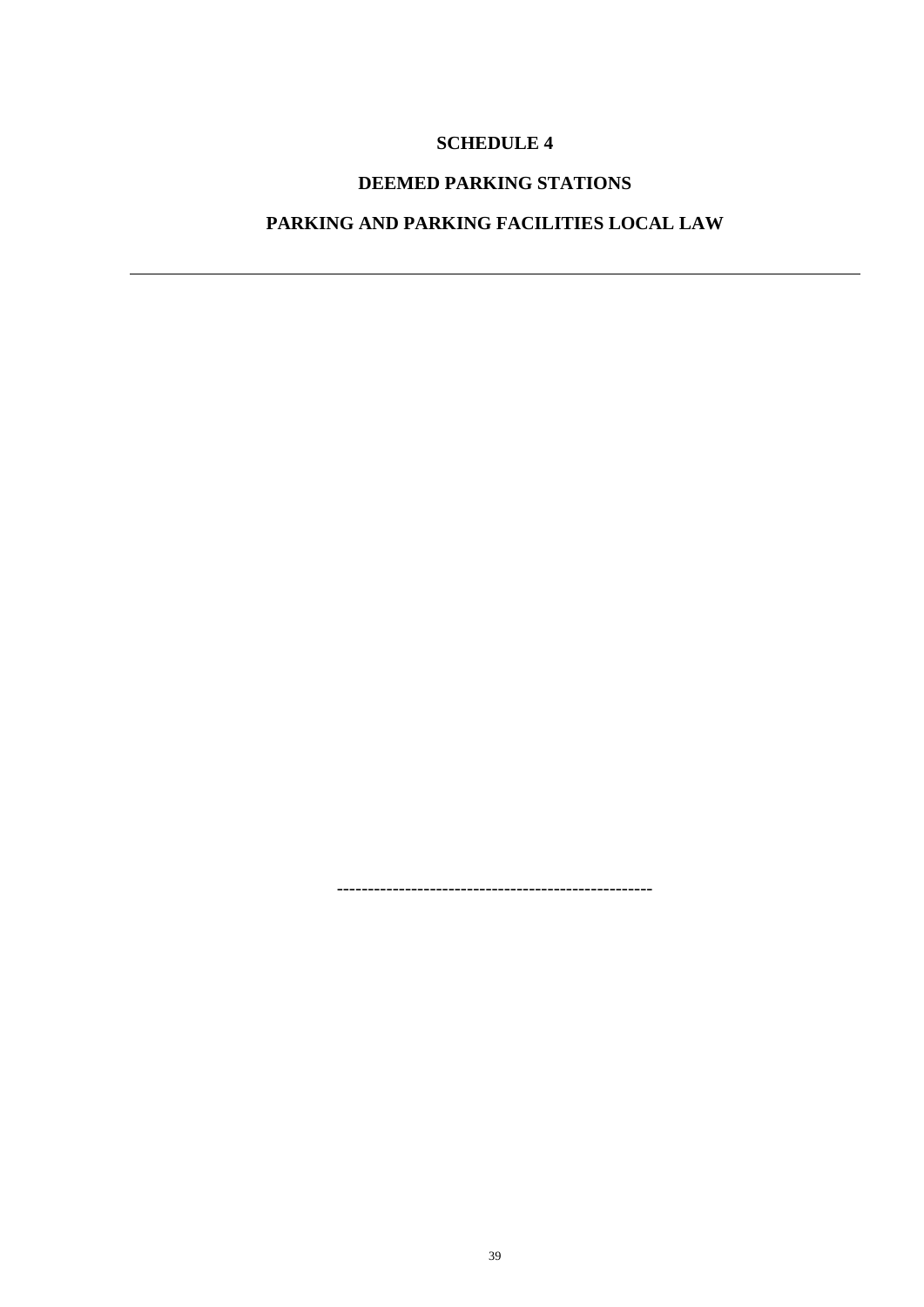**SCHEDULE 4**

**DEEMED PARKING STATIONS**

**PARKING AND PARKING FACILITIES LOCAL LAW**

---

---------------------------------------------------